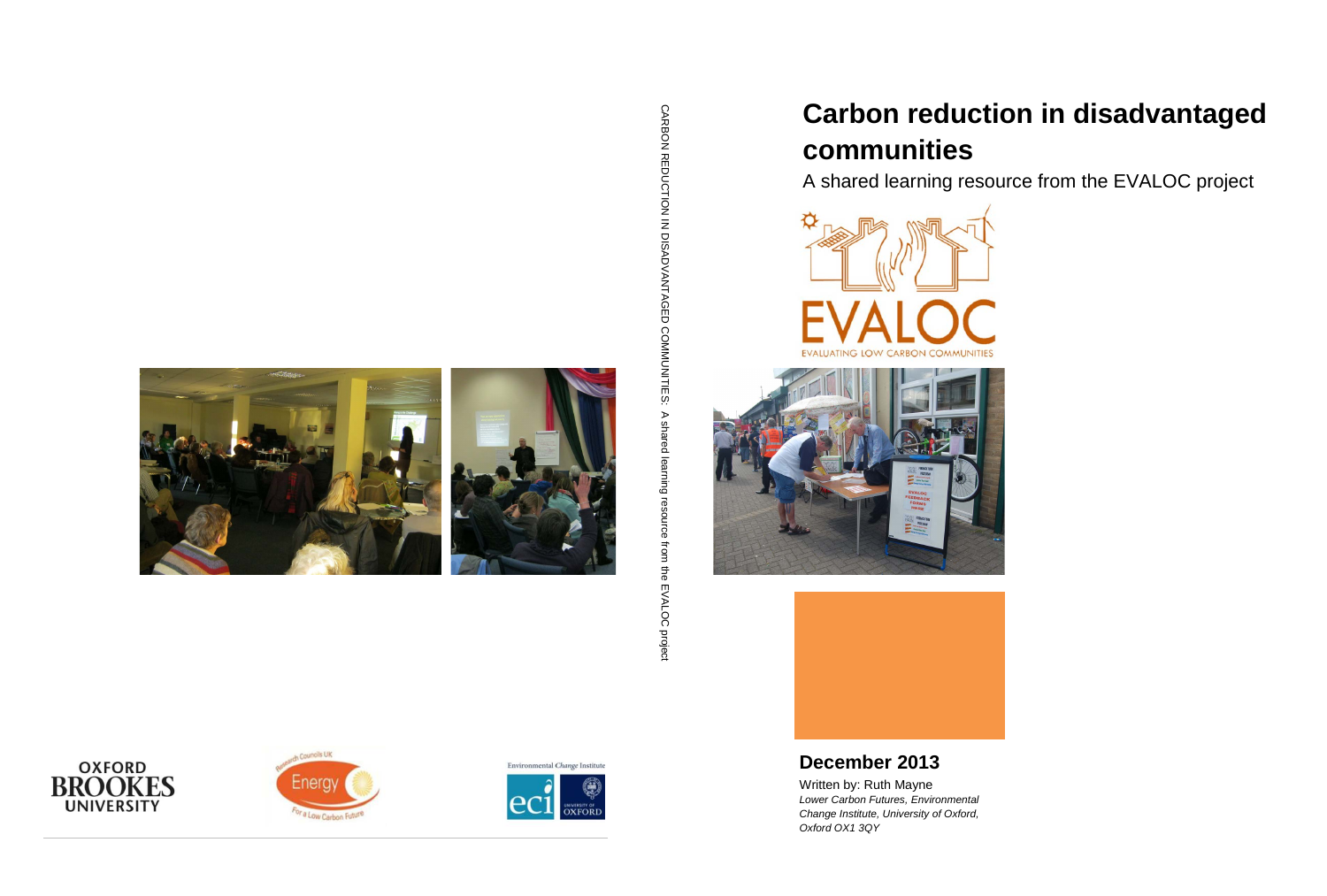CARBON REDUCTION IN DISADVANTAGED COMMUNITIES: A shared learning resource from the EVALOC project

# Carbon reduction in disadvantaged communities

A shared learning resource from the EVALOC project

EVALOC

EVALUATING LOW CARBON COMMUNITIES

## December 2013

Written by: Ruth Mayne

*Lower Carbon Futures, Environmental Change Institute, University of Oxford, Oxford OX1 3QY*

OXFORD BROOKES UNIVERSITY

Research Councils UK Energy For a Low Carbon Future

Environmental Change Institute eci UNIVERSITY OF OXFORD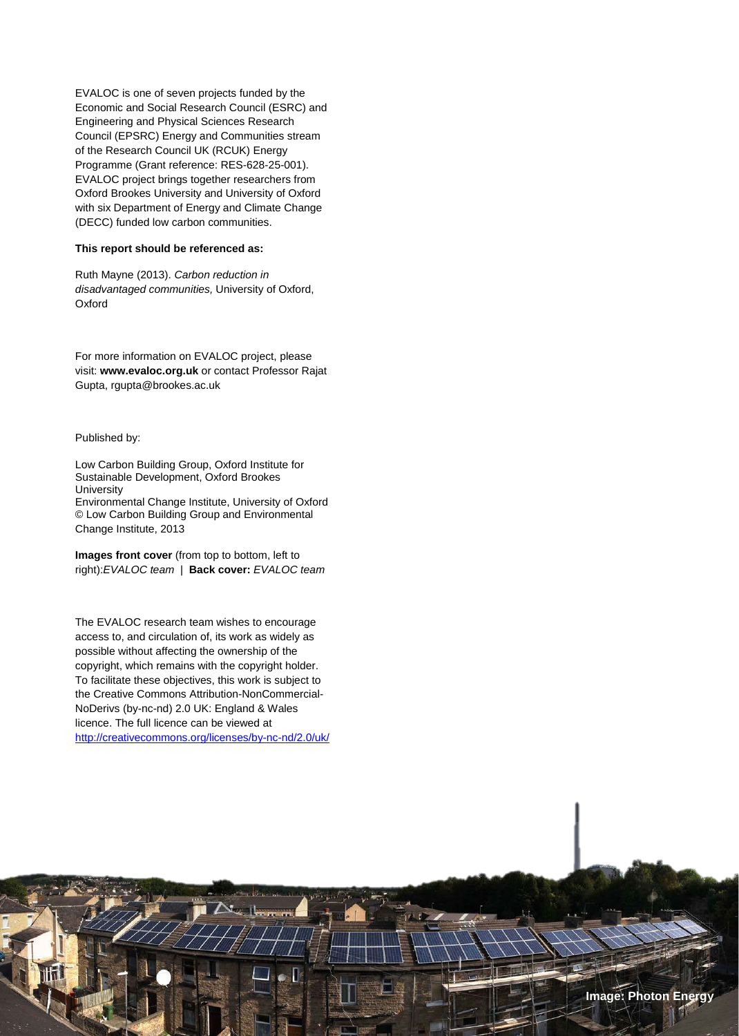EVALOC is one of seven projects funded by the Economic and Social Research Council (ESRC) and Engineering and Physical Sciences Research Council (EPSRC) Energy and Communities stream of the Research Council UK (RCUK) Energy Programme (Grant reference: RES-628-25-001). EVALOC project brings together researchers from Oxford Brookes University and University of Oxford with six Department of Energy and Climate Change (DECC) funded low carbon communities.

**This report should be referenced as:**

Ruth Mayne (2013). *Carbon reduction in disadvantaged communities,* University of Oxford, Oxford

For more information on EVALOC project, please visit: **www.evaloc.org.uk** or contact Professor Rajat Gupta, rgupta@brookes.ac.uk

Published by:

Low Carbon Building Group, Oxford Institute for Sustainable Development, Oxford Brookes University
Environmental Change Institute, University of Oxford
© Low Carbon Building Group and Environmental Change Institute, 2013

**Images front cover** (from top to bottom, left to right):*EVALOC team* | **Back cover:** *EVALOC team*

The EVALOC research team wishes to encourage access to, and circulation of, its work as widely as possible without affecting the ownership of the copyright, which remains with the copyright holder. To facilitate these objectives, this work is subject to the Creative Commons Attribution-NonCommercial-NoDerivs (by-nc-nd) 2.0 UK: England & Wales licence. The full licence can be viewed at http://creativecommons.org/licenses/by-nc-nd/2.0/uk/

Image: Photon Energy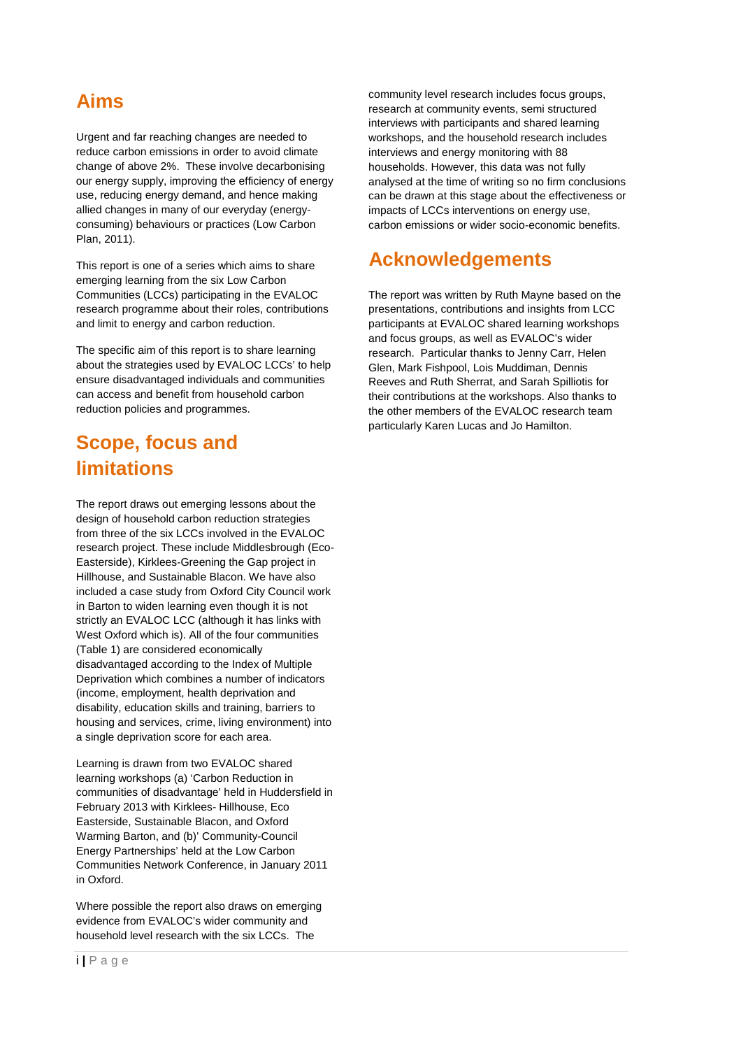## Aims

Urgent and far reaching changes are needed to reduce carbon emissions in order to avoid climate change of above 2%. These involve decarbonising our energy supply, improving the efficiency of energy use, reducing energy demand, and hence making allied changes in many of our everyday (energy-consuming) behaviours or practices (Low Carbon Plan, 2011).

This report is one of a series which aims to share emerging learning from the six Low Carbon Communities (LCCs) participating in the EVALOC research programme about their roles, contributions and limit to energy and carbon reduction.

The specific aim of this report is to share learning about the strategies used by EVALOC LCCs' to help ensure disadvantaged individuals and communities can access and benefit from household carbon reduction policies and programmes.

## Scope, focus and limitations

The report draws out emerging lessons about the design of household carbon reduction strategies from three of the six LCCs involved in the EVALOC research project. These include Middlesbrough (Eco-Easterside), Kirklees-Greening the Gap project in Hillhouse, and Sustainable Blacon. We have also included a case study from Oxford City Council work in Barton to widen learning even though it is not strictly an EVALOC LCC (although it has links with West Oxford which is). All of the four communities (Table 1) are considered economically disadvantaged according to the Index of Multiple Deprivation which combines a number of indicators (income, employment, health deprivation and disability, education skills and training, barriers to housing and services, crime, living environment) into a single deprivation score for each area.

Learning is drawn from two EVALOC shared learning workshops (a) 'Carbon Reduction in communities of disadvantage' held in Huddersfield in February 2013 with Kirklees- Hillhouse, Eco Easterside, Sustainable Blacon, and Oxford Warming Barton, and (b)' Community-Council Energy Partnerships' held at the Low Carbon Communities Network Conference, in January 2011 in Oxford.

Where possible the report also draws on emerging evidence from EVALOC's wider community and household level research with the six LCCs. The community level research includes focus groups, research at community events, semi structured interviews with participants and shared learning workshops, and the household research includes interviews and energy monitoring with 88 households. However, this data was not fully analysed at the time of writing so no firm conclusions can be drawn at this stage about the effectiveness or impacts of LCCs interventions on energy use, carbon emissions or wider socio-economic benefits.

## Acknowledgements

The report was written by Ruth Mayne based on the presentations, contributions and insights from LCC participants at EVALOC shared learning workshops and focus groups, as well as EVALOC's wider research. Particular thanks to Jenny Carr, Helen Glen, Mark Fishpool, Lois Muddiman, Dennis Reeves and Ruth Sherrat, and Sarah Spilliotis for their contributions at the workshops. Also thanks to the other members of the EVALOC research team particularly Karen Lucas and Jo Hamilton.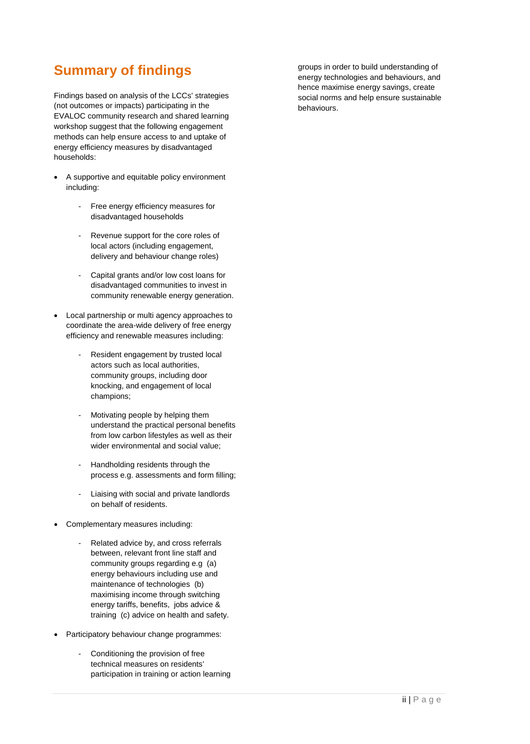## Summary of findings

Findings based on analysis of the LCCs' strategies (not outcomes or impacts) participating in the EVALOC community research and shared learning workshop suggest that the following engagement methods can help ensure access to and uptake of energy efficiency measures by disadvantaged households:

- A supportive and equitable policy environment including:
  - Free energy efficiency measures for disadvantaged households
  - Revenue support for the core roles of local actors (including engagement, delivery and behaviour change roles)
  - Capital grants and/or low cost loans for disadvantaged communities to invest in community renewable energy generation.
- Local partnership or multi agency approaches to coordinate the area-wide delivery of free energy efficiency and renewable measures including:
  - Resident engagement by trusted local actors such as local authorities, community groups, including door knocking, and engagement of local champions;
  - Motivating people by helping them understand the practical personal benefits from low carbon lifestyles as well as their wider environmental and social value;
  - Handholding residents through the process e.g. assessments and form filling;
  - Liaising with social and private landlords on behalf of residents.
- Complementary measures including:
  - Related advice by, and cross referrals between, relevant front line staff and community groups regarding e.g (a) energy behaviours including use and maintenance of technologies (b) maximising income through switching energy tariffs, benefits, jobs advice & training (c) advice on health and safety.
- Participatory behaviour change programmes:
  - Conditioning the provision of free technical measures on residents' participation in training or action learning groups in order to build understanding of energy technologies and behaviours, and hence maximise energy savings, create social norms and help ensure sustainable behaviours.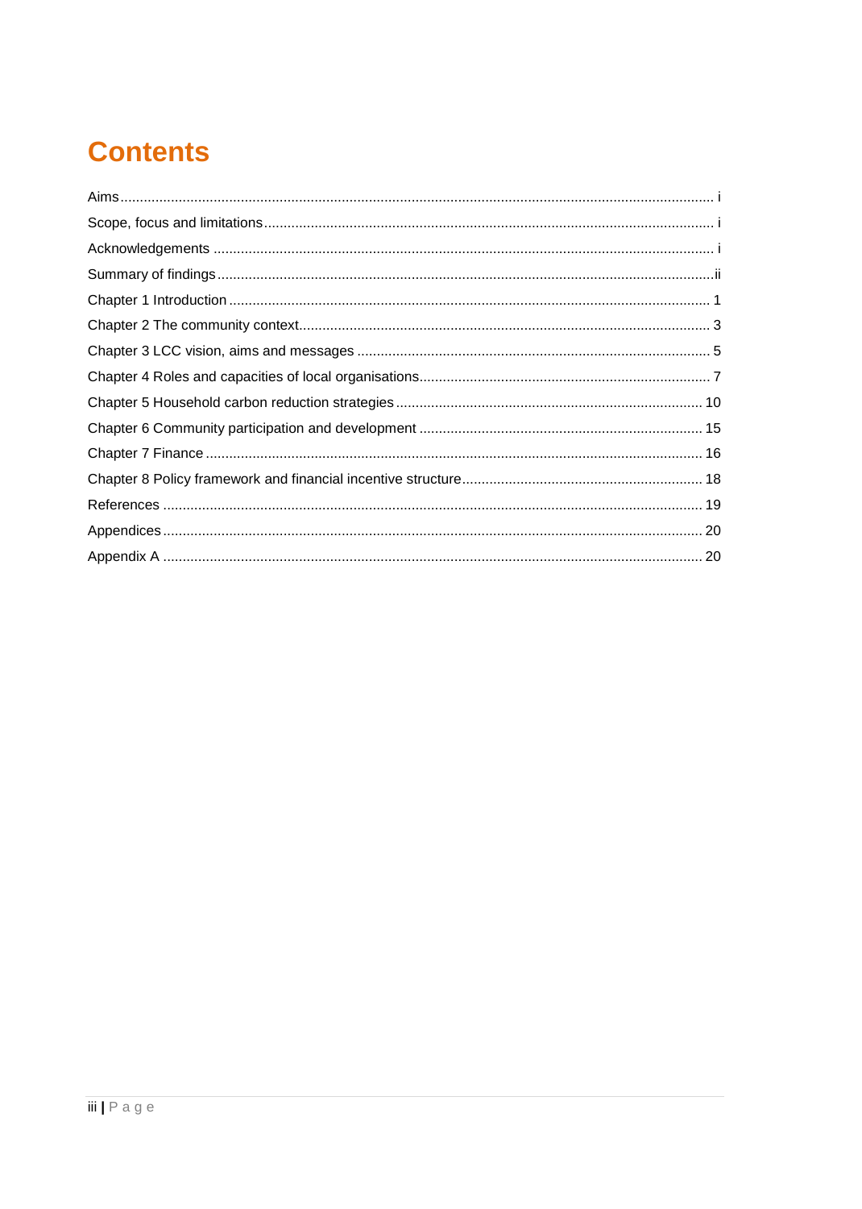# Contents

Aims ..... i
Scope, focus and limitations ..... i
Acknowledgements ..... i
Summary of findings ..... ii
Chapter 1 Introduction ..... 1
Chapter 2 The community context ..... 3
Chapter 3 LCC vision, aims and messages ..... 5
Chapter 4 Roles and capacities of local organisations ..... 7
Chapter 5 Household carbon reduction strategies ..... 10
Chapter 6 Community participation and development ..... 15
Chapter 7 Finance ..... 16
Chapter 8 Policy framework and financial incentive structure ..... 18
References ..... 19
Appendices ..... 20
Appendix A ..... 20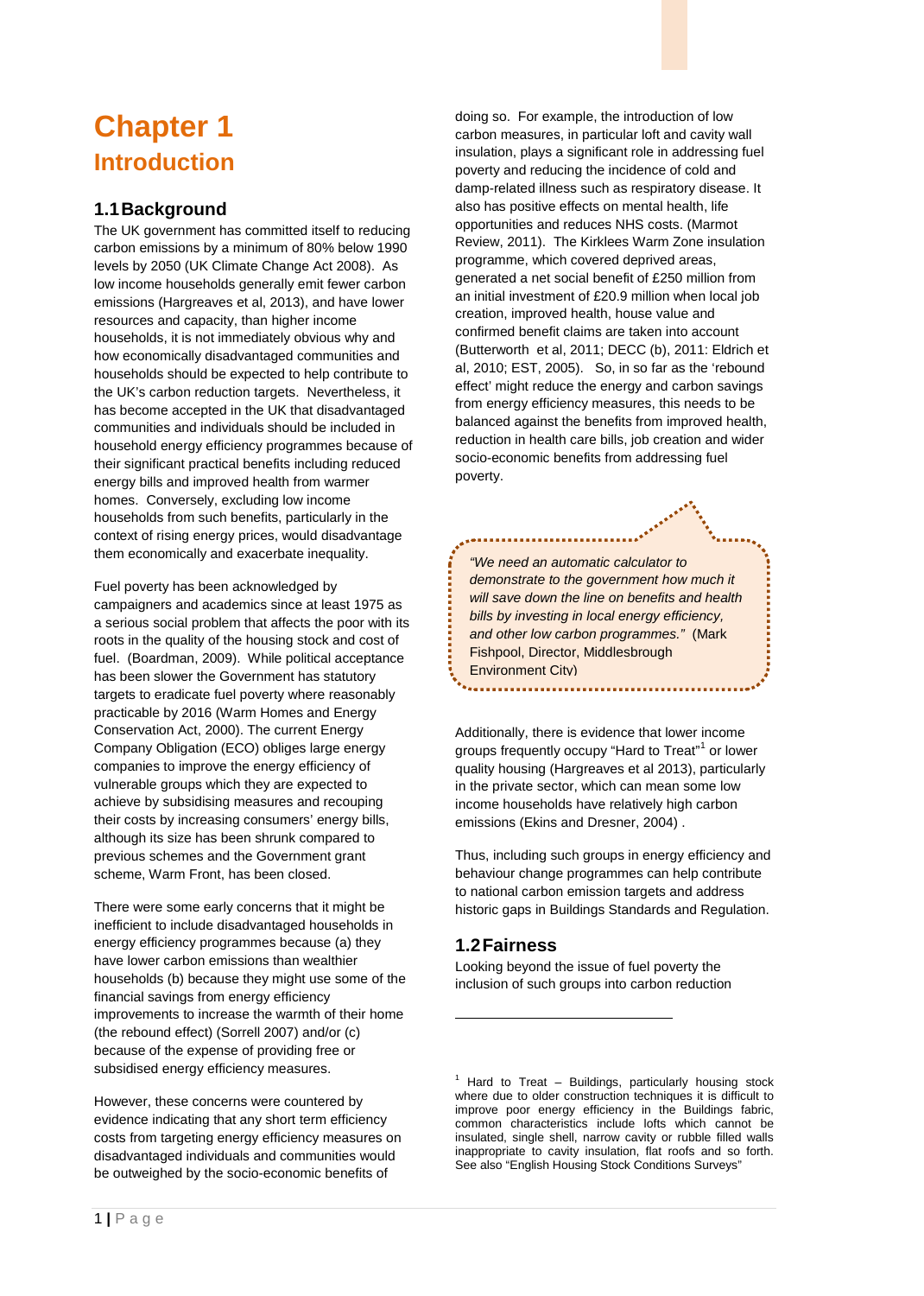# Chapter 1

## Introduction

### 1.1 Background

The UK government has committed itself to reducing carbon emissions by a minimum of 80% below 1990 levels by 2050 (UK Climate Change Act 2008). As low income households generally emit fewer carbon emissions (Hargreaves et al, 2013), and have lower resources and capacity, than higher income households, it is not immediately obvious why and how economically disadvantaged communities and households should be expected to help contribute to the UK's carbon reduction targets. Nevertheless, it has become accepted in the UK that disadvantaged communities and individuals should be included in household energy efficiency programmes because of their significant practical benefits including reduced energy bills and improved health from warmer homes. Conversely, excluding low income households from such benefits, particularly in the context of rising energy prices, would disadvantage them economically and exacerbate inequality.

Fuel poverty has been acknowledged by campaigners and academics since at least 1975 as a serious social problem that affects the poor with its roots in the quality of the housing stock and cost of fuel. (Boardman, 2009). While political acceptance has been slower the Government has statutory targets to eradicate fuel poverty where reasonably practicable by 2016 (Warm Homes and Energy Conservation Act, 2000). The current Energy Company Obligation (ECO) obliges large energy companies to improve the energy efficiency of vulnerable groups which they are expected to achieve by subsidising measures and recouping their costs by increasing consumers' energy bills, although its size has been shrunk compared to previous schemes and the Government grant scheme, Warm Front, has been closed.

There were some early concerns that it might be inefficient to include disadvantaged households in energy efficiency programmes because (a) they have lower carbon emissions than wealthier households (b) because they might use some of the financial savings from energy efficiency improvements to increase the warmth of their home (the rebound effect) (Sorrell 2007) and/or (c) because of the expense of providing free or subsidised energy efficiency measures.

However, these concerns were countered by evidence indicating that any short term efficiency costs from targeting energy efficiency measures on disadvantaged individuals and communities would be outweighed by the socio-economic benefits of doing so. For example, the introduction of low carbon measures, in particular loft and cavity wall insulation, plays a significant role in addressing fuel poverty and reducing the incidence of cold and damp-related illness such as respiratory disease. It also has positive effects on mental health, life opportunities and reduces NHS costs. (Marmot Review, 2011). The Kirklees Warm Zone insulation programme, which covered deprived areas, generated a net social benefit of £250 million from an initial investment of £20.9 million when local job creation, improved health, house value and confirmed benefit claims are taken into account (Butterworth et al, 2011; DECC (b), 2011: Eldrich et al, 2010; EST, 2005). So, in so far as the 'rebound effect' might reduce the energy and carbon savings from energy efficiency measures, this needs to be balanced against the benefits from improved health, reduction in health care bills, job creation and wider socio-economic benefits from addressing fuel poverty.

> *"We need an automatic calculator to demonstrate to the government how much it will save down the line on benefits and health bills by investing in local energy efficiency, and other low carbon programmes."* (Mark Fishpool, Director, Middlesbrough Environment City)

Additionally, there is evidence that lower income groups frequently occupy "Hard to Treat"[1] or lower quality housing (Hargreaves et al 2013), particularly in the private sector, which can mean some low income households have relatively high carbon emissions (Ekins and Dresner, 2004) .

Thus, including such groups in energy efficiency and behaviour change programmes can help contribute to national carbon emission targets and address historic gaps in Buildings Standards and Regulation.

### 1.2 Fairness

Looking beyond the issue of fuel poverty the inclusion of such groups into carbon reduction

---

[1] Hard to Treat – Buildings, particularly housing stock where due to older construction techniques it is difficult to improve poor energy efficiency in the Buildings fabric, common characteristics include lofts which cannot be insulated, single shell, narrow cavity or rubble filled walls inappropriate to cavity insulation, flat roofs and so forth. See also "English Housing Stock Conditions Surveys"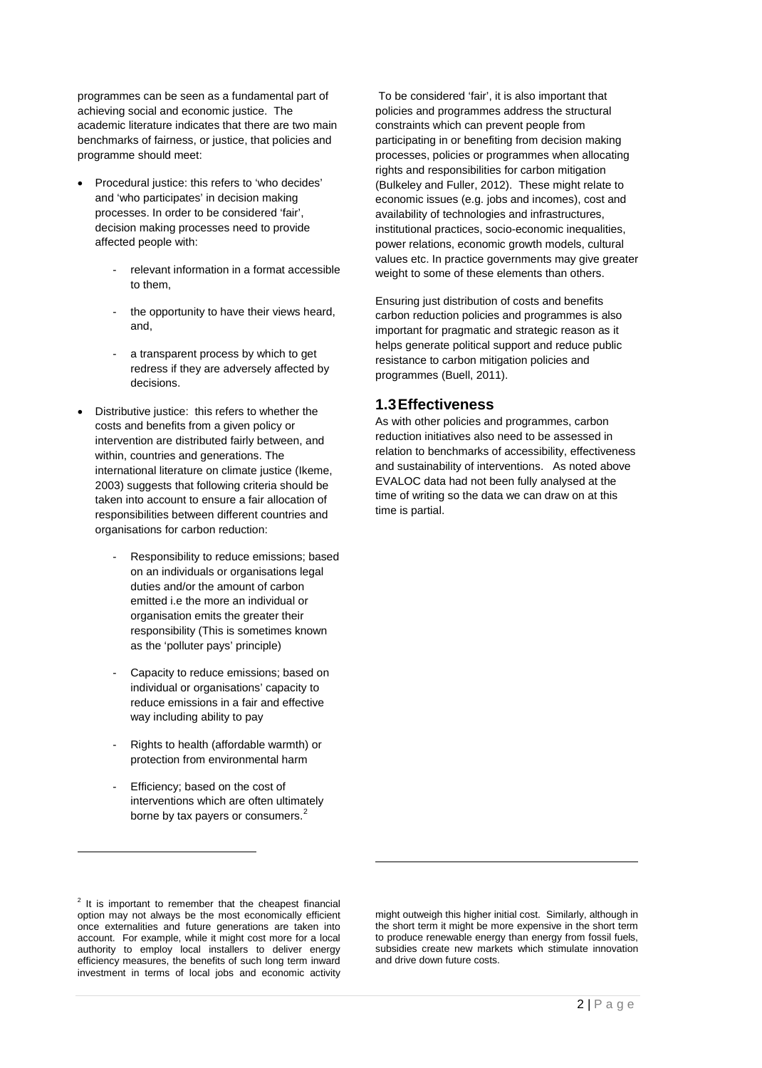programmes can be seen as a fundamental part of achieving social and economic justice. The academic literature indicates that there are two main benchmarks of fairness, or justice, that policies and programme should meet:

- Procedural justice: this refers to 'who decides' and 'who participates' in decision making processes. In order to be considered 'fair', decision making processes need to provide affected people with:
    - relevant information in a format accessible to them,
    - the opportunity to have their views heard, and,
    - a transparent process by which to get redress if they are adversely affected by decisions.
- Distributive justice: this refers to whether the costs and benefits from a given policy or intervention are distributed fairly between, and within, countries and generations. The international literature on climate justice (Ikeme, 2003) suggests that following criteria should be taken into account to ensure a fair allocation of responsibilities between different countries and organisations for carbon reduction:
    - Responsibility to reduce emissions; based on an individuals or organisations legal duties and/or the amount of carbon emitted i.e the more an individual or organisation emits the greater their responsibility (This is sometimes known as the 'polluter pays' principle)
    - Capacity to reduce emissions; based on individual or organisations' capacity to reduce emissions in a fair and effective way including ability to pay
    - Rights to health (affordable warmth) or protection from environmental harm
    - Efficiency; based on the cost of interventions which are often ultimately borne by tax payers or consumers.[2]

To be considered 'fair', it is also important that policies and programmes address the structural constraints which can prevent people from participating in or benefiting from decision making processes, policies or programmes when allocating rights and responsibilities for carbon mitigation (Bulkeley and Fuller, 2012). These might relate to economic issues (e.g. jobs and incomes), cost and availability of technologies and infrastructures, institutional practices, socio-economic inequalities, power relations, economic growth models, cultural values etc. In practice governments may give greater weight to some of these elements than others.

Ensuring just distribution of costs and benefits carbon reduction policies and programmes is also important for pragmatic and strategic reason as it helps generate political support and reduce public resistance to carbon mitigation policies and programmes (Buell, 2011).

## 1.3 Effectiveness

As with other policies and programmes, carbon reduction initiatives also need to be assessed in relation to benchmarks of accessibility, effectiveness and sustainability of interventions. As noted above EVALOC data had not been fully analysed at the time of writing so the data we can draw on at this time is partial.

[2] It is important to remember that the cheapest financial option may not always be the most economically efficient once externalities and future generations are taken into account. For example, while it might cost more for a local authority to employ local installers to deliver energy efficiency measures, the benefits of such long term inward investment in terms of local jobs and economic activity might outweigh this higher initial cost. Similarly, although in the short term it might be more expensive in the short term to produce renewable energy than energy from fossil fuels, subsidies create new markets which stimulate innovation and drive down future costs.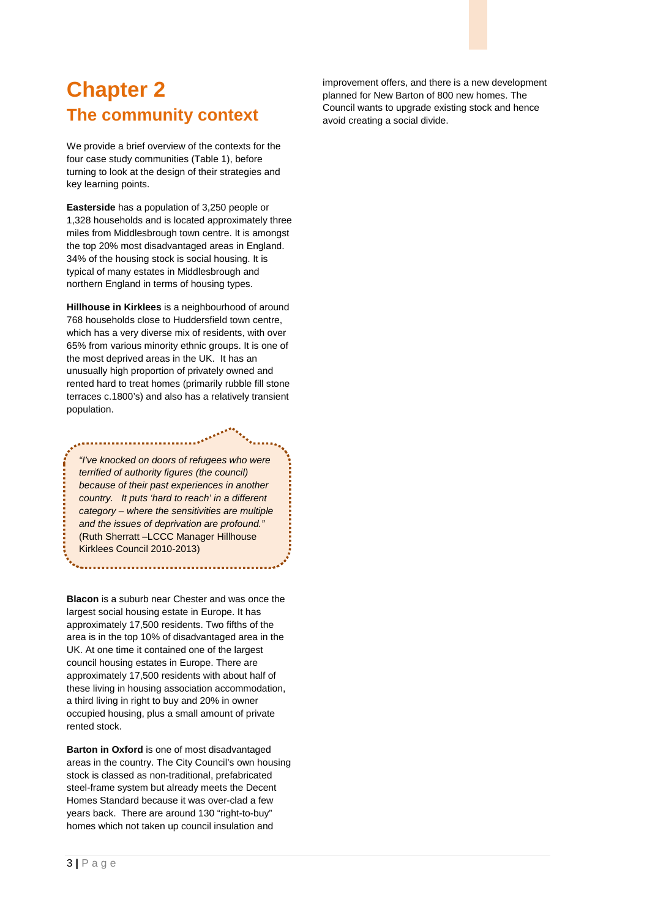# Chapter 2

## The community context

We provide a brief overview of the contexts for the four case study communities (Table 1), before turning to look at the design of their strategies and key learning points.

**Easterside** has a population of 3,250 people or 1,328 households and is located approximately three miles from Middlesbrough town centre. It is amongst the top 20% most disadvantaged areas in England. 34% of the housing stock is social housing. It is typical of many estates in Middlesbrough and northern England in terms of housing types.

**Hillhouse in Kirklees** is a neighbourhood of around 768 households close to Huddersfield town centre, which has a very diverse mix of residents, with over 65% from various minority ethnic groups. It is one of the most deprived areas in the UK. It has an unusually high proportion of privately owned and rented hard to treat homes (primarily rubble fill stone terraces c.1800's) and also has a relatively transient population.

> *"I've knocked on doors of refugees who were terrified of authority figures (the council) because of their past experiences in another country. It puts 'hard to reach' in a different category – where the sensitivities are multiple and the issues of deprivation are profound."*
> (Ruth Sherratt –LCCC Manager Hillhouse Kirklees Council 2010-2013)

**Blacon** is a suburb near Chester and was once the largest social housing estate in Europe. It has approximately 17,500 residents. Two fifths of the area is in the top 10% of disadvantaged area in the UK. At one time it contained one of the largest council housing estates in Europe. There are approximately 17,500 residents with about half of these living in housing association accommodation, a third living in right to buy and 20% in owner occupied housing, plus a small amount of private rented stock.

**Barton in Oxford** is one of most disadvantaged areas in the country. The City Council's own housing stock is classed as non-traditional, prefabricated steel-frame system but already meets the Decent Homes Standard because it was over-clad a few years back. There are around 130 "right-to-buy" homes which not taken up council insulation and improvement offers, and there is a new development planned for New Barton of 800 new homes. The Council wants to upgrade existing stock and hence avoid creating a social divide.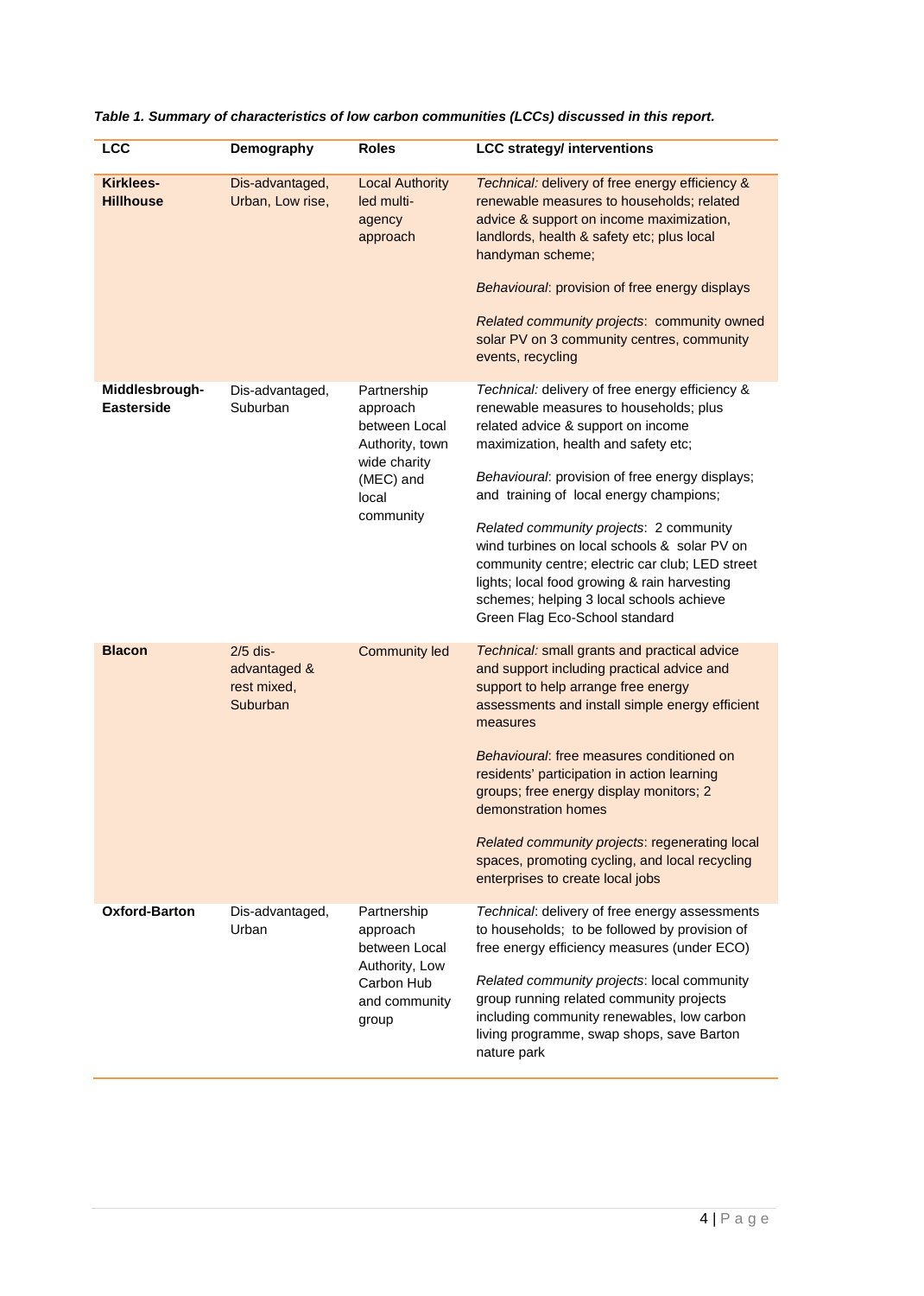*Table 1. Summary of characteristics of low carbon communities (LCCs) discussed in this report.*

| LCC | Demography | Roles | LCC strategy/ interventions |
|---|---|---|---|
| **Kirklees-Hillhouse** | Dis-advantaged, Urban, Low rise, | Local Authority led multi-agency approach | *Technical:* delivery of free energy efficiency & renewable measures to households; related advice & support on income maximization, landlords, health & safety etc; plus local handyman scheme; *Behavioural*: provision of free energy displays *Related community projects*: community owned solar PV on 3 community centres, community events, recycling |
| **Middlesbrough-Easterside** | Dis-advantaged, Suburban | Partnership approach between Local Authority, town wide charity (MEC) and local community | *Technical:* delivery of free energy efficiency & renewable measures to households; plus related advice & support on income maximization, health and safety etc; *Behavioural*: provision of free energy displays; and training of local energy champions; *Related community projects*: 2 community wind turbines on local schools & solar PV on community centre; electric car club; LED street lights; local food growing & rain harvesting schemes; helping 3 local schools achieve Green Flag Eco-School standard |
| **Blacon** | 2/5 dis-advantaged & rest mixed, Suburban | Community led | *Technical:* small grants and practical advice and support including practical advice and support to help arrange free energy assessments and install simple energy efficient measures *Behavioural*: free measures conditioned on residents' participation in action learning groups; free energy display monitors; 2 demonstration homes *Related community projects*: regenerating local spaces, promoting cycling, and local recycling enterprises to create local jobs |
| **Oxford-Barton** | Dis-advantaged, Urban | Partnership approach between Local Authority, Low Carbon Hub and community group | *Technical*: delivery of free energy assessments to households; to be followed by provision of free energy efficiency measures (under ECO) *Related community projects*: local community group running related community projects including community renewables, low carbon living programme, swap shops, save Barton nature park |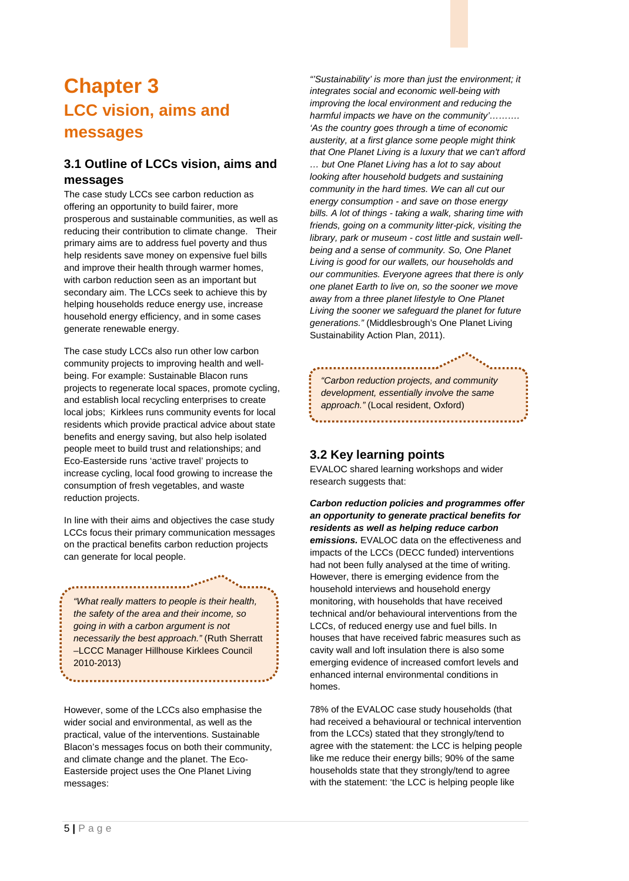# Chapter 3

## LCC vision, aims and messages

### 3.1 Outline of LCCs vision, aims and messages

The case study LCCs see carbon reduction as offering an opportunity to build fairer, more prosperous and sustainable communities, as well as reducing their contribution to climate change. Their primary aims are to address fuel poverty and thus help residents save money on expensive fuel bills and improve their health through warmer homes, with carbon reduction seen as an important but secondary aim. The LCCs seek to achieve this by helping households reduce energy use, increase household energy efficiency, and in some cases generate renewable energy.

The case study LCCs also run other low carbon community projects to improving health and well-being. For example: Sustainable Blacon runs projects to regenerate local spaces, promote cycling, and establish local recycling enterprises to create local jobs; Kirklees runs community events for local residents which provide practical advice about state benefits and energy saving, but also help isolated people meet to build trust and relationships; and Eco-Easterside runs 'active travel' projects to increase cycling, local food growing to increase the consumption of fresh vegetables, and waste reduction projects.

In line with their aims and objectives the case study LCCs focus their primary communication messages on the practical benefits carbon reduction projects can generate for local people.

> *"What really matters to people is their health, the safety of the area and their income, so going in with a carbon argument is not necessarily the best approach."* (Ruth Sherratt –LCCC Manager Hillhouse Kirklees Council 2010-2013)

However, some of the LCCs also emphasise the wider social and environmental, as well as the practical, value of the interventions. Sustainable Blacon's messages focus on both their community, and climate change and the planet. The Eco-Easterside project uses the One Planet Living messages:

*"'Sustainability' is more than just the environment; it integrates social and economic well-being with improving the local environment and reducing the harmful impacts we have on the community'………. 'As the country goes through a time of economic austerity, at a first glance some people might think that One Planet Living is a luxury that we can't afford … but One Planet Living has a lot to say about looking after household budgets and sustaining community in the hard times. We can all cut our energy consumption - and save on those energy bills. A lot of things - taking a walk, sharing time with friends, going on a community litter-pick, visiting the library, park or museum - cost little and sustain well-being and a sense of community. So, One Planet Living is good for our wallets, our households and our communities. Everyone agrees that there is only one planet Earth to live on, so the sooner we move away from a three planet lifestyle to One Planet Living the sooner we safeguard the planet for future generations."* (Middlesbrough's One Planet Living Sustainability Action Plan, 2011).

> *"Carbon reduction projects, and community development, essentially involve the same approach."* (Local resident, Oxford)

### 3.2 Key learning points

EVALOC shared learning workshops and wider research suggests that:

***Carbon reduction policies and programmes offer an opportunity to generate practical benefits for residents as well as helping reduce carbon emissions.*** EVALOC data on the effectiveness and impacts of the LCCs (DECC funded) interventions had not been fully analysed at the time of writing. However, there is emerging evidence from the household interviews and household energy monitoring, with households that have received technical and/or behavioural interventions from the LCCs, of reduced energy use and fuel bills. In houses that have received fabric measures such as cavity wall and loft insulation there is also some emerging evidence of increased comfort levels and enhanced internal environmental conditions in homes.

78% of the EVALOC case study households (that had received a behavioural or technical intervention from the LCCs) stated that they strongly/tend to agree with the statement: the LCC is helping people like me reduce their energy bills; 90% of the same households state that they strongly/tend to agree with the statement: 'the LCC is helping people like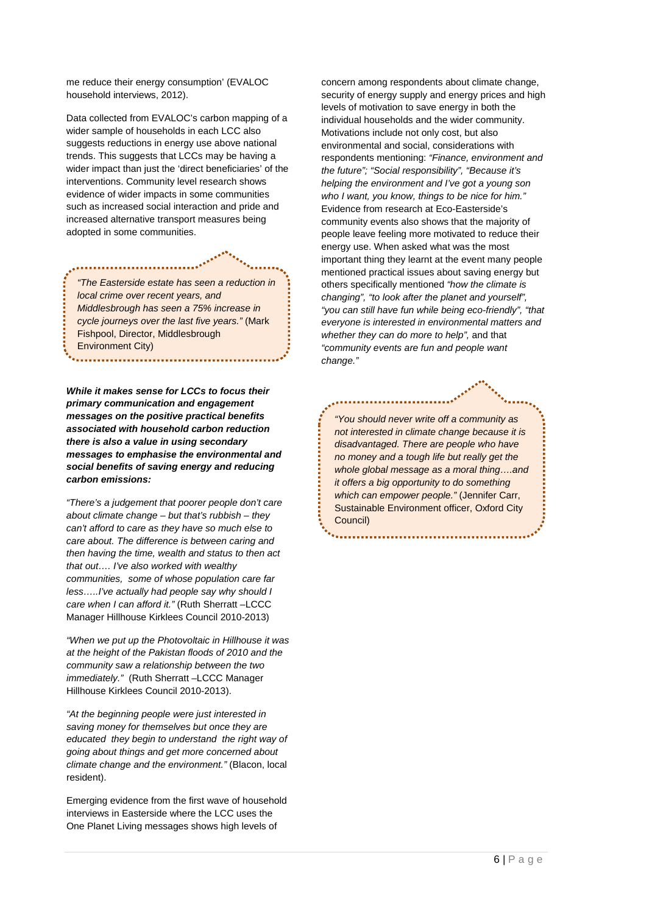me reduce their energy consumption' (EVALOC household interviews, 2012).

Data collected from EVALOC's carbon mapping of a wider sample of households in each LCC also suggests reductions in energy use above national trends. This suggests that LCCs may be having a wider impact than just the 'direct beneficiaries' of the interventions. Community level research shows evidence of wider impacts in some communities such as increased social interaction and pride and increased alternative transport measures being adopted in some communities.

> *"The Easterside estate has seen a reduction in local crime over recent years, and Middlesbrough has seen a 75% increase in cycle journeys over the last five years."* (Mark Fishpool, Director, Middlesbrough Environment City)

***While it makes sense for LCCs to focus their primary communication and engagement messages on the positive practical benefits associated with household carbon reduction there is also a value in using secondary messages to emphasise the environmental and social benefits of saving energy and reducing carbon emissions:***

*"There's a judgement that poorer people don't care about climate change – but that's rubbish – they can't afford to care as they have so much else to care about. The difference is between caring and then having the time, wealth and status to then act that out…. I've also worked with wealthy communities, some of whose population care far less…..I've actually had people say why should I care when I can afford it."* (Ruth Sherratt –LCCC Manager Hillhouse Kirklees Council 2010-2013)

*"When we put up the Photovoltaic in Hillhouse it was at the height of the Pakistan floods of 2010 and the community saw a relationship between the two immediately."* (Ruth Sherratt –LCCC Manager Hillhouse Kirklees Council 2010-2013).

*"At the beginning people were just interested in saving money for themselves but once they are educated they begin to understand the right way of going about things and get more concerned about climate change and the environment."* (Blacon, local resident).

Emerging evidence from the first wave of household interviews in Easterside where the LCC uses the One Planet Living messages shows high levels of concern among respondents about climate change, security of energy supply and energy prices and high levels of motivation to save energy in both the individual households and the wider community. Motivations include not only cost, but also environmental and social, considerations with respondents mentioning: *"Finance, environment and the future"; "Social responsibility", "Because it's helping the environment and I've got a young son who I want, you know, things to be nice for him."* Evidence from research at Eco-Easterside's community events also shows that the majority of people leave feeling more motivated to reduce their energy use. When asked what was the most important thing they learnt at the event many people mentioned practical issues about saving energy but others specifically mentioned *"how the climate is changing", "to look after the planet and yourself", "you can still have fun while being eco-friendly", "that everyone is interested in environmental matters and whether they can do more to help",* and that *"community events are fun and people want change."*

> *"You should never write off a community as not interested in climate change because it is disadvantaged. There are people who have no money and a tough life but really get the whole global message as a moral thing….and it offers a big opportunity to do something which can empower people."* (Jennifer Carr, Sustainable Environment officer, Oxford City Council)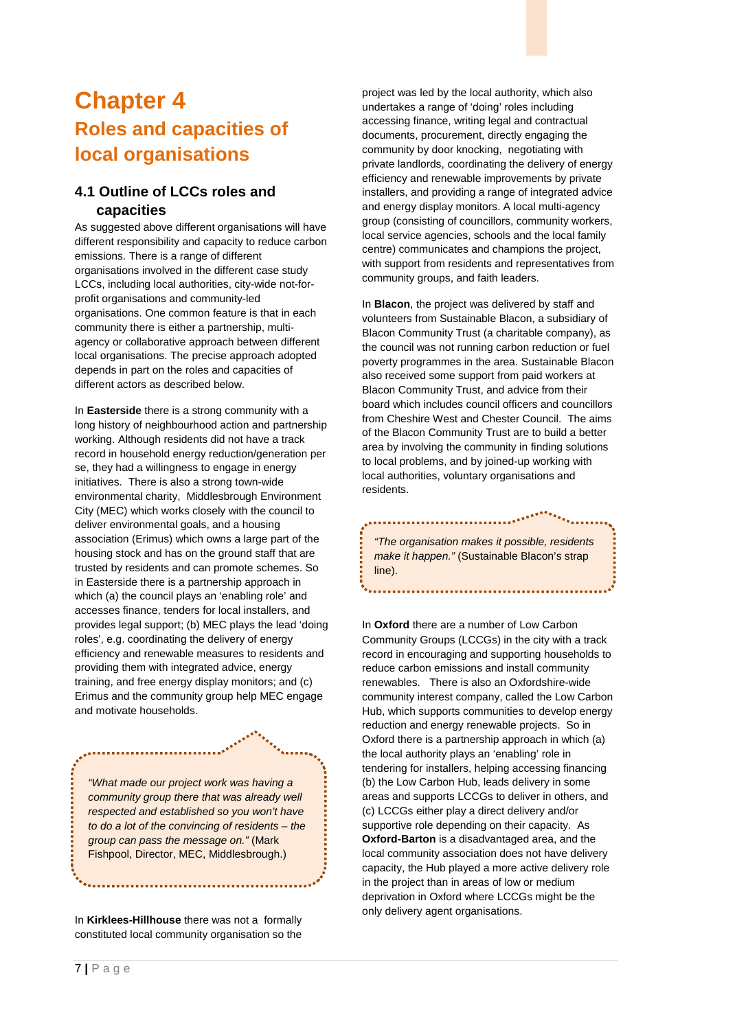# Chapter 4

## Roles and capacities of local organisations

### 4.1 Outline of LCCs roles and capacities

As suggested above different organisations will have different responsibility and capacity to reduce carbon emissions. There is a range of different organisations involved in the different case study LCCs, including local authorities, city-wide not-for-profit organisations and community-led organisations. One common feature is that in each community there is either a partnership, multi-agency or collaborative approach between different local organisations. The precise approach adopted depends in part on the roles and capacities of different actors as described below.

In **Easterside** there is a strong community with a long history of neighbourhood action and partnership working. Although residents did not have a track record in household energy reduction/generation per se, they had a willingness to engage in energy initiatives. There is also a strong town-wide environmental charity, Middlesbrough Environment City (MEC) which works closely with the council to deliver environmental goals, and a housing association (Erimus) which owns a large part of the housing stock and has on the ground staff that are trusted by residents and can promote schemes. So in Easterside there is a partnership approach in which (a) the council plays an 'enabling role' and accesses finance, tenders for local installers, and provides legal support; (b) MEC plays the lead 'doing roles', e.g. coordinating the delivery of energy efficiency and renewable measures to residents and providing them with integrated advice, energy training, and free energy display monitors; and (c) Erimus and the community group help MEC engage and motivate households.

> *"What made our project work was having a community group there that was already well respected and established so you won't have to do a lot of the convincing of residents – the group can pass the message on."* (Mark Fishpool, Director, MEC, Middlesbrough.)

In **Kirklees-Hillhouse** there was not a formally constituted local community organisation so the project was led by the local authority, which also undertakes a range of 'doing' roles including accessing finance, writing legal and contractual documents, procurement, directly engaging the community by door knocking, negotiating with private landlords, coordinating the delivery of energy efficiency and renewable improvements by private installers, and providing a range of integrated advice and energy display monitors. A local multi-agency group (consisting of councillors, community workers, local service agencies, schools and the local family centre) communicates and champions the project, with support from residents and representatives from community groups, and faith leaders.

In **Blacon**, the project was delivered by staff and volunteers from Sustainable Blacon, a subsidiary of Blacon Community Trust (a charitable company), as the council was not running carbon reduction or fuel poverty programmes in the area. Sustainable Blacon also received some support from paid workers at Blacon Community Trust, and advice from their board which includes council officers and councillors from Cheshire West and Chester Council. The aims of the Blacon Community Trust are to build a better area by involving the community in finding solutions to local problems, and by joined-up working with local authorities, voluntary organisations and residents.

> *"The organisation makes it possible, residents make it happen."* (Sustainable Blacon's strap line).

In **Oxford** there are a number of Low Carbon Community Groups (LCCGs) in the city with a track record in encouraging and supporting households to reduce carbon emissions and install community renewables. There is also an Oxfordshire-wide community interest company, called the Low Carbon Hub, which supports communities to develop energy reduction and energy renewable projects. So in Oxford there is a partnership approach in which (a) the local authority plays an 'enabling' role in tendering for installers, helping accessing financing (b) the Low Carbon Hub, leads delivery in some areas and supports LCCGs to deliver in others, and (c) LCCGs either play a direct delivery and/or supportive role depending on their capacity. As **Oxford-Barton** is a disadvantaged area, and the local community association does not have delivery capacity, the Hub played a more active delivery role in the project than in areas of low or medium deprivation in Oxford where LCCGs might be the only delivery agent organisations.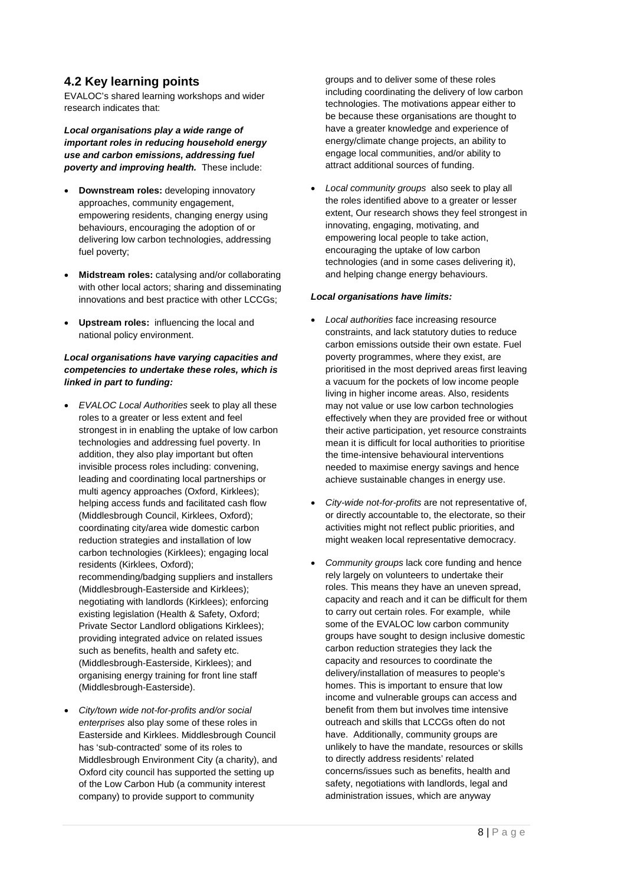## 4.2 Key learning points

EVALOC's shared learning workshops and wider research indicates that:

***Local organisations play a wide range of important roles in reducing household energy use and carbon emissions, addressing fuel poverty and improving health.*** These include:

- **Downstream roles:** developing innovatory approaches, community engagement, empowering residents, changing energy using behaviours, encouraging the adoption of or delivering low carbon technologies, addressing fuel poverty;
- **Midstream roles:** catalysing and/or collaborating with other local actors; sharing and disseminating innovations and best practice with other LCCGs;
- **Upstream roles:** influencing the local and national policy environment.

***Local organisations have varying capacities and competencies to undertake these roles, which is linked in part to funding:***

- *EVALOC Local Authorities* seek to play all these roles to a greater or less extent and feel strongest in in enabling the uptake of low carbon technologies and addressing fuel poverty. In addition, they also play important but often invisible process roles including: convening, leading and coordinating local partnerships or multi agency approaches (Oxford, Kirklees); helping access funds and facilitated cash flow (Middlesbrough Council, Kirklees, Oxford); coordinating city/area wide domestic carbon reduction strategies and installation of low carbon technologies (Kirklees); engaging local residents (Kirklees, Oxford); recommending/badging suppliers and installers (Middlesbrough-Easterside and Kirklees); negotiating with landlords (Kirklees); enforcing existing legislation (Health & Safety, Oxford; Private Sector Landlord obligations Kirklees); providing integrated advice on related issues such as benefits, health and safety etc. (Middlesbrough-Easterside, Kirklees); and organising energy training for front line staff (Middlesbrough-Easterside).
- *City/town wide not-for-profits and/or social enterprises* also play some of these roles in Easterside and Kirklees. Middlesbrough Council has 'sub-contracted' some of its roles to Middlesbrough Environment City (a charity), and Oxford city council has supported the setting up of the Low Carbon Hub (a community interest company) to provide support to community groups and to deliver some of these roles including coordinating the delivery of low carbon technologies. The motivations appear either to be because these organisations are thought to have a greater knowledge and experience of energy/climate change projects, an ability to engage local communities, and/or ability to attract additional sources of funding.
- *Local community groups* also seek to play all the roles identified above to a greater or lesser extent, Our research shows they feel strongest in innovating, engaging, motivating, and empowering local people to take action, encouraging the uptake of low carbon technologies (and in some cases delivering it), and helping change energy behaviours.

***Local organisations have limits:***

- *Local authorities* face increasing resource constraints, and lack statutory duties to reduce carbon emissions outside their own estate. Fuel poverty programmes, where they exist, are prioritised in the most deprived areas first leaving a vacuum for the pockets of low income people living in higher income areas. Also, residents may not value or use low carbon technologies effectively when they are provided free or without their active participation, yet resource constraints mean it is difficult for local authorities to prioritise the time-intensive behavioural interventions needed to maximise energy savings and hence achieve sustainable changes in energy use.
- *City-wide not-for-profits* are not representative of, or directly accountable to, the electorate, so their activities might not reflect public priorities, and might weaken local representative democracy.
- *Community groups* lack core funding and hence rely largely on volunteers to undertake their roles. This means they have an uneven spread, capacity and reach and it can be difficult for them to carry out certain roles. For example, while some of the EVALOC low carbon community groups have sought to design inclusive domestic carbon reduction strategies they lack the capacity and resources to coordinate the delivery/installation of measures to people's homes. This is important to ensure that low income and vulnerable groups can access and benefit from them but involves time intensive outreach and skills that LCCGs often do not have. Additionally, community groups are unlikely to have the mandate, resources or skills to directly address residents' related concerns/issues such as benefits, health and safety, negotiations with landlords, legal and administration issues, which are anyway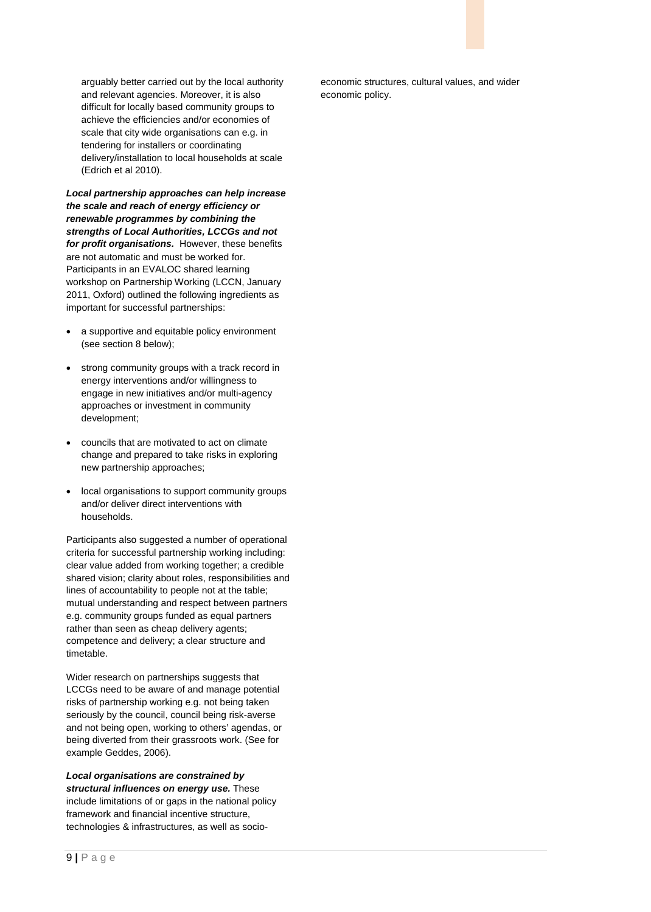arguably better carried out by the local authority and relevant agencies. Moreover, it is also difficult for locally based community groups to achieve the efficiencies and/or economies of scale that city wide organisations can e.g. in tendering for installers or coordinating delivery/installation to local households at scale (Edrich et al 2010).

***Local partnership approaches can help increase the scale and reach of energy efficiency or renewable programmes by combining the strengths of Local Authorities, LCCGs and not for profit organisations.*** However, these benefits are not automatic and must be worked for. Participants in an EVALOC shared learning workshop on Partnership Working (LCCN, January 2011, Oxford) outlined the following ingredients as important for successful partnerships:

- a supportive and equitable policy environment (see section 8 below);
- strong community groups with a track record in energy interventions and/or willingness to engage in new initiatives and/or multi-agency approaches or investment in community development;
- councils that are motivated to act on climate change and prepared to take risks in exploring new partnership approaches;
- local organisations to support community groups and/or deliver direct interventions with households.

Participants also suggested a number of operational criteria for successful partnership working including: clear value added from working together; a credible shared vision; clarity about roles, responsibilities and lines of accountability to people not at the table; mutual understanding and respect between partners e.g. community groups funded as equal partners rather than seen as cheap delivery agents; competence and delivery; a clear structure and timetable.

Wider research on partnerships suggests that LCCGs need to be aware of and manage potential risks of partnership working e.g. not being taken seriously by the council, council being risk-averse and not being open, working to others' agendas, or being diverted from their grassroots work. (See for example Geddes, 2006).

***Local organisations are constrained by structural influences on energy use.*** These include limitations of or gaps in the national policy framework and financial incentive structure, technologies & infrastructures, as well as socio-economic structures, cultural values, and wider economic policy.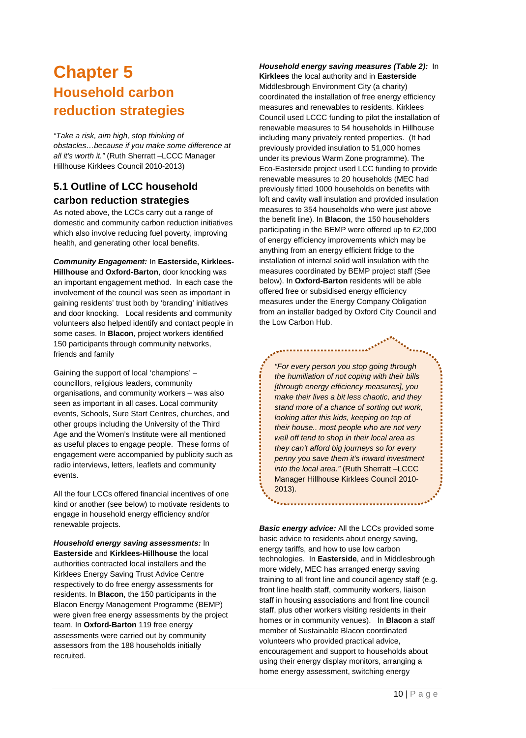# Chapter 5

## Household carbon reduction strategies

*"Take a risk, aim high, stop thinking of obstacles…because if you make some difference at all it's worth it."* (Ruth Sherratt –LCCC Manager Hillhouse Kirklees Council 2010-2013)

### 5.1 Outline of LCC household carbon reduction strategies

As noted above, the LCCs carry out a range of domestic and community carbon reduction initiatives which also involve reducing fuel poverty, improving health, and generating other local benefits.

***Community Engagement:*** In **Easterside, Kirklees-Hillhouse** and **Oxford-Barton**, door knocking was an important engagement method. In each case the involvement of the council was seen as important in gaining residents' trust both by 'branding' initiatives and door knocking. Local residents and community volunteers also helped identify and contact people in some cases. In **Blacon**, project workers identified 150 participants through community networks, friends and family

Gaining the support of local 'champions' – councillors, religious leaders, community organisations, and community workers – was also seen as important in all cases. Local community events, Schools, Sure Start Centres, churches, and other groups including the University of the Third Age and the Women's Institute were all mentioned as useful places to engage people. These forms of engagement were accompanied by publicity such as radio interviews, letters, leaflets and community events.

All the four LCCs offered financial incentives of one kind or another (see below) to motivate residents to engage in household energy efficiency and/or renewable projects.

***Household energy saving assessments:*** In **Easterside** and **Kirklees-Hillhouse** the local authorities contracted local installers and the Kirklees Energy Saving Trust Advice Centre respectively to do free energy assessments for residents. In **Blacon**, the 150 participants in the Blacon Energy Management Programme (BEMP) were given free energy assessments by the project team. In **Oxford-Barton** 119 free energy assessments were carried out by community assessors from the 188 households initially recruited.

***Household energy saving measures (Table 2):*** In **Kirklees** the local authority and in **Easterside** Middlesbrough Environment City (a charity) coordinated the installation of free energy efficiency measures and renewables to residents. Kirklees Council used LCCC funding to pilot the installation of renewable measures to 54 households in Hillhouse including many privately rented properties. (It had previously provided insulation to 51,000 homes under its previous Warm Zone programme). The Eco-Easterside project used LCC funding to provide renewable measures to 20 households (MEC had previously fitted 1000 households on benefits with loft and cavity wall insulation and provided insulation measures to 354 households who were just above the benefit line). In **Blacon**, the 150 householders participating in the BEMP were offered up to £2,000 of energy efficiency improvements which may be anything from an energy efficient fridge to the installation of internal solid wall insulation with the measures coordinated by BEMP project staff (See below). In **Oxford-Barton** residents will be able offered free or subsidised energy efficiency measures under the Energy Company Obligation from an installer badged by Oxford City Council and the Low Carbon Hub.

> *"For every person you stop going through the humiliation of not coping with their bills [through energy efficiency measures], you make their lives a bit less chaotic, and they stand more of a chance of sorting out work, looking after this kids, keeping on top of their house.. most people who are not very well off tend to shop in their local area as they can't afford big journeys so for every penny you save them it's inward investment into the local area."* (Ruth Sherratt –LCCC Manager Hillhouse Kirklees Council 2010-2013).

***Basic energy advice:*** All the LCCs provided some basic advice to residents about energy saving, energy tariffs, and how to use low carbon technologies. In **Easterside**, and in Middlesbrough more widely, MEC has arranged energy saving training to all front line and council agency staff (e.g. front line health staff, community workers, liaison staff in housing associations and front line council staff, plus other workers visiting residents in their homes or in community venues). In **Blacon** a staff member of Sustainable Blacon coordinated volunteers who provided practical advice, encouragement and support to households about using their energy display monitors, arranging a home energy assessment, switching energy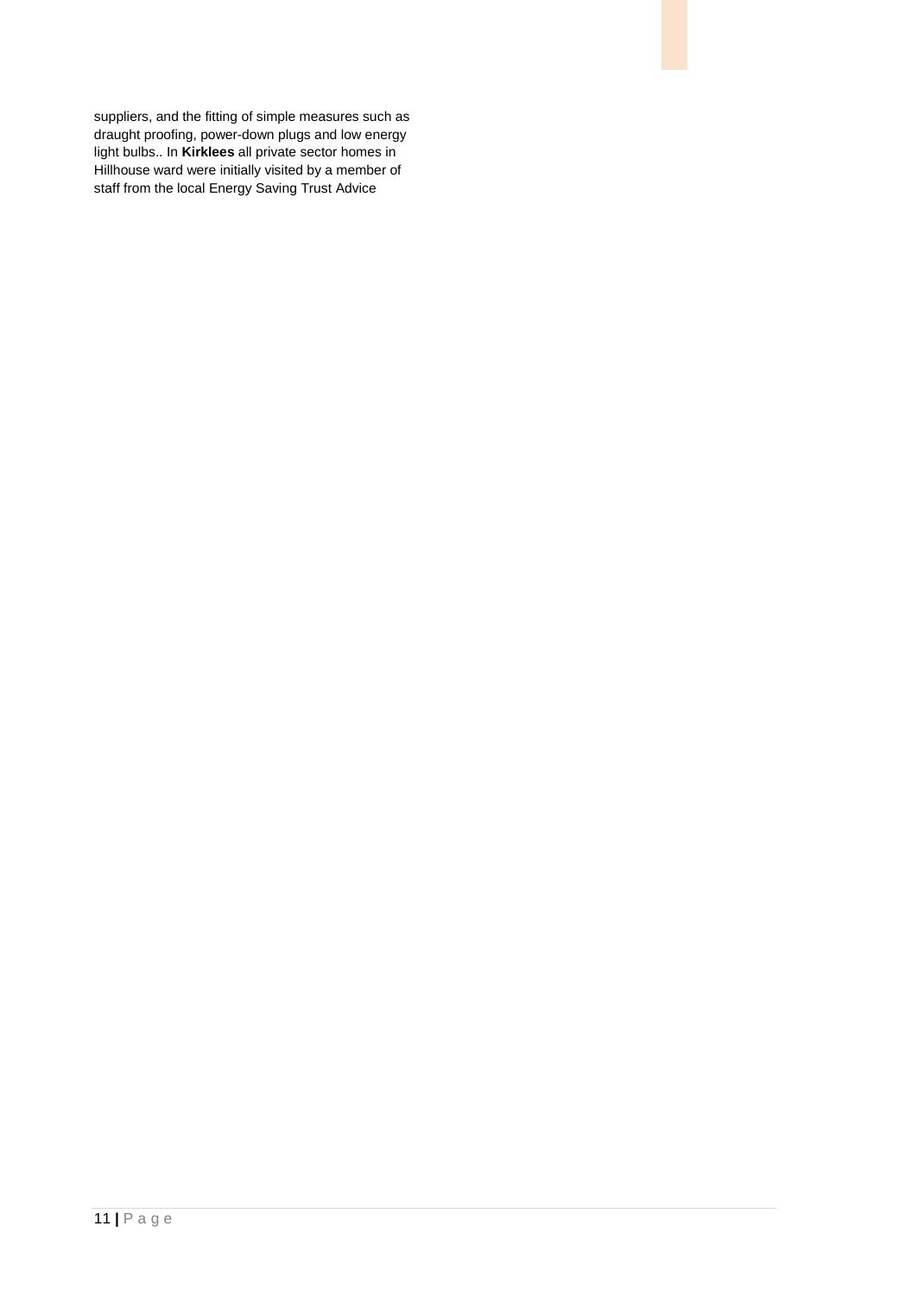suppliers, and the fitting of simple measures such as draught proofing, power-down plugs and low energy light bulbs.. In **Kirklees** all private sector homes in Hillhouse ward were initially visited by a member of staff from the local Energy Saving Trust Advice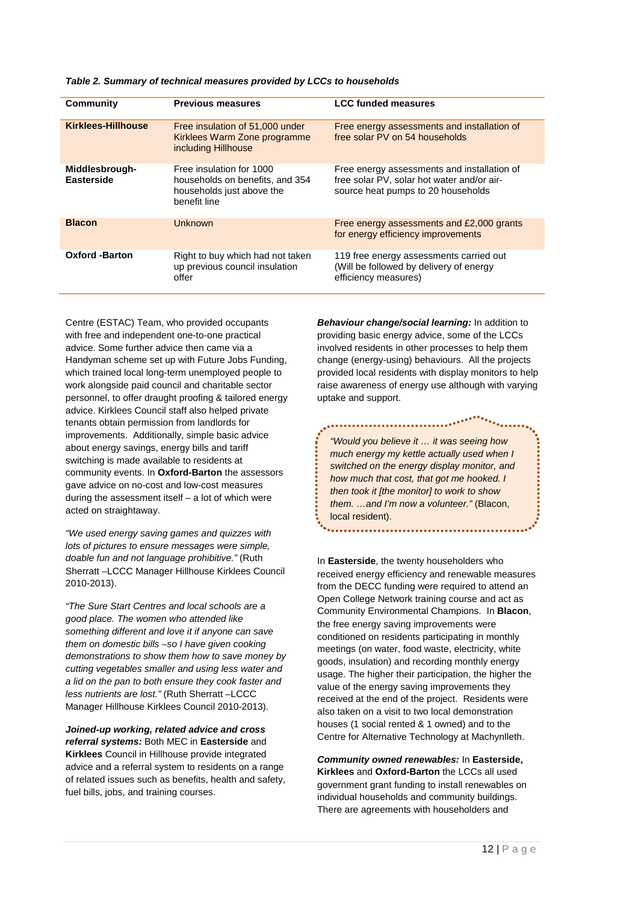*Table 2. Summary of technical measures provided by LCCs to households*

| Community | Previous measures | LCC funded measures |
|---|---|---|
| **Kirklees-Hillhouse** | Free insulation of 51,000 under Kirklees Warm Zone programme including Hillhouse | Free energy assessments and installation of free solar PV on 54 households |
| **Middlesbrough-Easterside** | Free insulation for 1000 households on benefits, and 354 households just above the benefit line | Free energy assessments and installation of free solar PV, solar hot water and/or air-source heat pumps to 20 households |
| **Blacon** | Unknown | Free energy assessments and £2,000 grants for energy efficiency improvements |
| **Oxford -Barton** | Right to buy which had not taken up previous council insulation offer | 119 free energy assessments carried out (Will be followed by delivery of energy efficiency measures) |

Centre (ESTAC) Team, who provided occupants with free and independent one-to-one practical advice. Some further advice then came via a Handyman scheme set up with Future Jobs Funding, which trained local long-term unemployed people to work alongside paid council and charitable sector personnel, to offer draught proofing & tailored energy advice. Kirklees Council staff also helped private tenants obtain permission from landlords for improvements. Additionally, simple basic advice about energy savings, energy bills and tariff switching is made available to residents at community events. In **Oxford-Barton** the assessors gave advice on no-cost and low-cost measures during the assessment itself – a lot of which were acted on straightaway.

*"We used energy saving games and quizzes with lots of pictures to ensure messages were simple, doable fun and not language prohibitive."* (Ruth Sherratt –LCCC Manager Hillhouse Kirklees Council 2010-2013).

*"The Sure Start Centres and local schools are a good place. The women who attended like something different and love it if anyone can save them on domestic bills –so I have given cooking demonstrations to show them how to save money by cutting vegetables smaller and using less water and a lid on the pan to both ensure they cook faster and less nutrients are lost."* (Ruth Sherratt –LCCC Manager Hillhouse Kirklees Council 2010-2013).

***Joined-up working, related advice and cross referral systems:*** Both MEC in **Easterside** and **Kirklees** Council in Hillhouse provide integrated advice and a referral system to residents on a range of related issues such as benefits, health and safety, fuel bills, jobs, and training courses.

***Behaviour change/social learning:*** In addition to providing basic energy advice, some of the LCCs involved residents in other processes to help them change (energy-using) behaviours. All the projects provided local residents with display monitors to help raise awareness of energy use although with varying uptake and support.

> *"Would you believe it … it was seeing how much energy my kettle actually used when I switched on the energy display monitor, and how much that cost, that got me hooked. I then took it [the monitor] to work to show them. …and I'm now a volunteer."* (Blacon, local resident).

In **Easterside**, the twenty householders who received energy efficiency and renewable measures from the DECC funding were required to attend an Open College Network training course and act as Community Environmental Champions. In **Blacon**, the free energy saving improvements were conditioned on residents participating in monthly meetings (on water, food waste, electricity, white goods, insulation) and recording monthly energy usage. The higher their participation, the higher the value of the energy saving improvements they received at the end of the project. Residents were also taken on a visit to two local demonstration houses (1 social rented & 1 owned) and to the Centre for Alternative Technology at Machynlleth.

***Community owned renewables:*** In **Easterside, Kirklees** and **Oxford-Barton** the LCCs all used government grant funding to install renewables on individual households and community buildings. There are agreements with householders and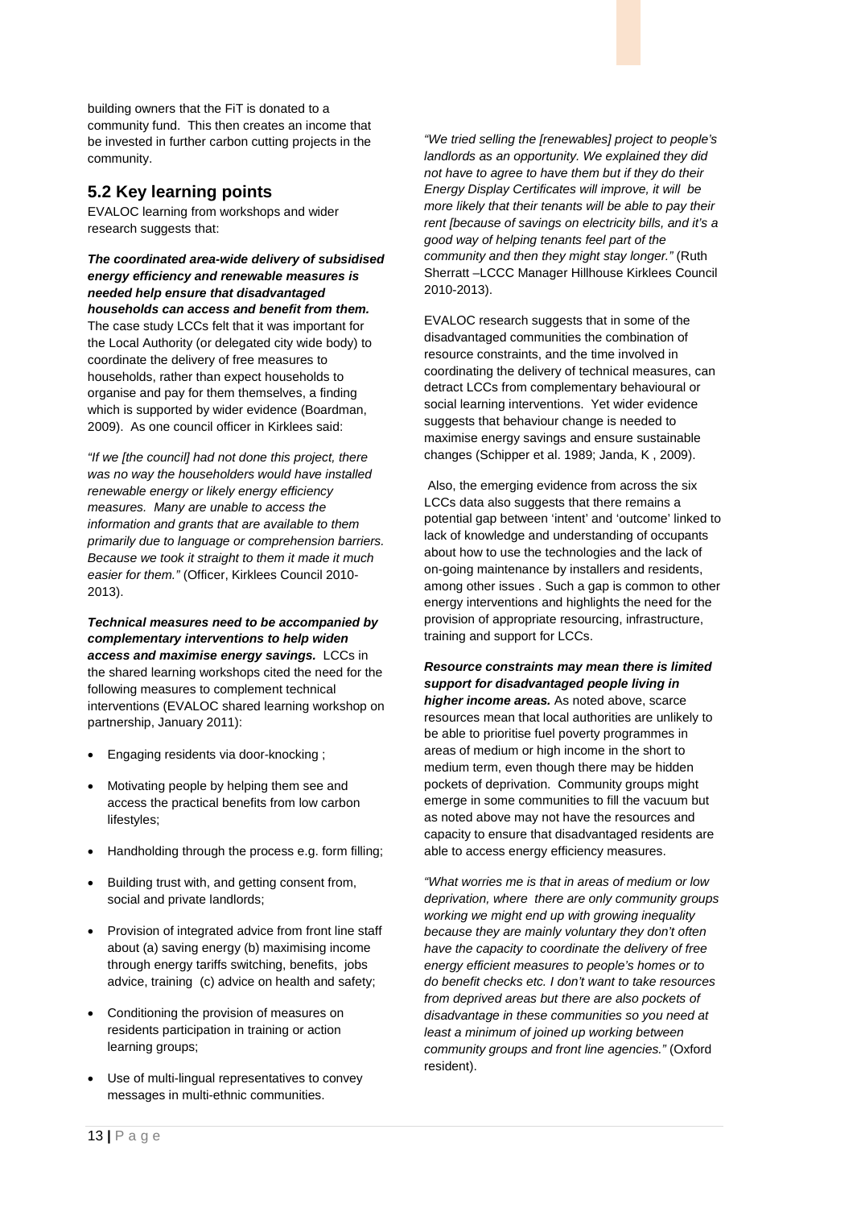building owners that the FiT is donated to a community fund. This then creates an income that be invested in further carbon cutting projects in the community.

## 5.2 Key learning points

EVALOC learning from workshops and wider research suggests that:

***The coordinated area-wide delivery of subsidised energy efficiency and renewable measures is needed help ensure that disadvantaged households can access and benefit from them.*** The case study LCCs felt that it was important for the Local Authority (or delegated city wide body) to coordinate the delivery of free measures to households, rather than expect households to organise and pay for them themselves, a finding which is supported by wider evidence (Boardman, 2009). As one council officer in Kirklees said:

*"If we [the council] had not done this project, there was no way the householders would have installed renewable energy or likely energy efficiency measures. Many are unable to access the information and grants that are available to them primarily due to language or comprehension barriers. Because we took it straight to them it made it much easier for them."* (Officer, Kirklees Council 2010-2013).

***Technical measures need to be accompanied by complementary interventions to help widen access and maximise energy savings.*** LCCs in the shared learning workshops cited the need for the following measures to complement technical interventions (EVALOC shared learning workshop on partnership, January 2011):

- Engaging residents via door-knocking ;
- Motivating people by helping them see and access the practical benefits from low carbon lifestyles;
- Handholding through the process e.g. form filling;
- Building trust with, and getting consent from, social and private landlords;
- Provision of integrated advice from front line staff about (a) saving energy (b) maximising income through energy tariffs switching, benefits, jobs advice, training (c) advice on health and safety;
- Conditioning the provision of measures on residents participation in training or action learning groups;
- Use of multi-lingual representatives to convey messages in multi-ethnic communities.

*"We tried selling the [renewables] project to people's landlords as an opportunity. We explained they did not have to agree to have them but if they do their Energy Display Certificates will improve, it will be more likely that their tenants will be able to pay their rent [because of savings on electricity bills, and it's a good way of helping tenants feel part of the community and then they might stay longer."* (Ruth Sherratt –LCCC Manager Hillhouse Kirklees Council 2010-2013).

EVALOC research suggests that in some of the disadvantaged communities the combination of resource constraints, and the time involved in coordinating the delivery of technical measures, can detract LCCs from complementary behavioural or social learning interventions. Yet wider evidence suggests that behaviour change is needed to maximise energy savings and ensure sustainable changes (Schipper et al. 1989; Janda, K , 2009).

Also, the emerging evidence from across the six LCCs data also suggests that there remains a potential gap between 'intent' and 'outcome' linked to lack of knowledge and understanding of occupants about how to use the technologies and the lack of on-going maintenance by installers and residents, among other issues . Such a gap is common to other energy interventions and highlights the need for the provision of appropriate resourcing, infrastructure, training and support for LCCs.

***Resource constraints may mean there is limited support for disadvantaged people living in higher income areas.*** As noted above, scarce resources mean that local authorities are unlikely to be able to prioritise fuel poverty programmes in areas of medium or high income in the short to medium term, even though there may be hidden pockets of deprivation. Community groups might emerge in some communities to fill the vacuum but as noted above may not have the resources and capacity to ensure that disadvantaged residents are able to access energy efficiency measures.

*"What worries me is that in areas of medium or low deprivation, where there are only community groups working we might end up with growing inequality because they are mainly voluntary they don't often have the capacity to coordinate the delivery of free energy efficient measures to people's homes or to do benefit checks etc. I don't want to take resources from deprived areas but there are also pockets of disadvantage in these communities so you need at least a minimum of joined up working between community groups and front line agencies."* (Oxford resident).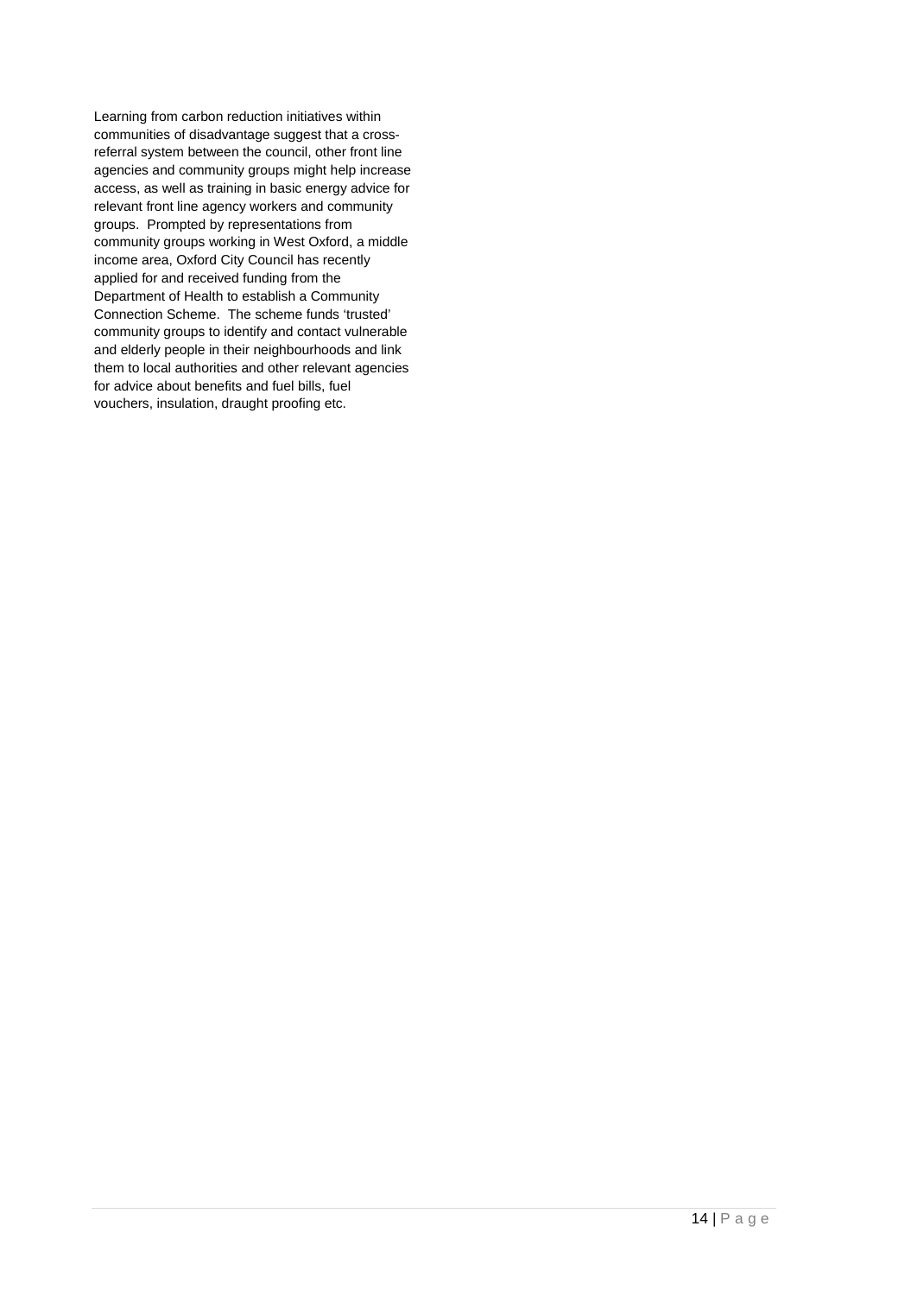Learning from carbon reduction initiatives within communities of disadvantage suggest that a cross-referral system between the council, other front line agencies and community groups might help increase access, as well as training in basic energy advice for relevant front line agency workers and community groups. Prompted by representations from community groups working in West Oxford, a middle income area, Oxford City Council has recently applied for and received funding from the Department of Health to establish a Community Connection Scheme. The scheme funds 'trusted' community groups to identify and contact vulnerable and elderly people in their neighbourhoods and link them to local authorities and other relevant agencies for advice about benefits and fuel bills, fuel vouchers, insulation, draught proofing etc.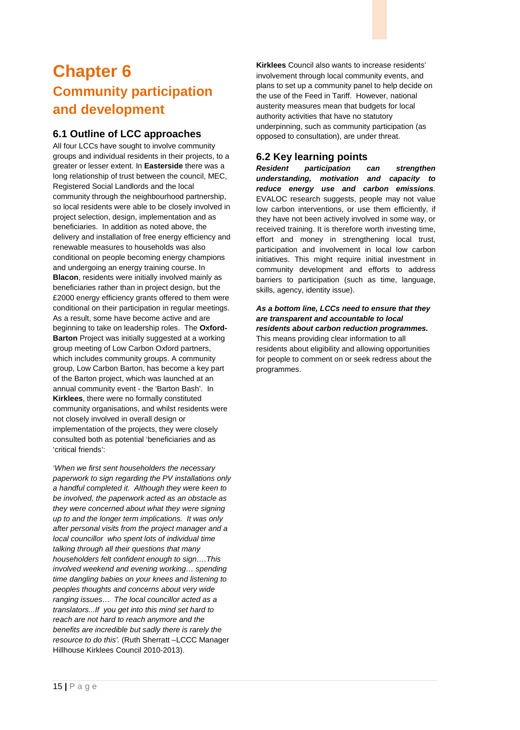# Chapter 6

## Community participation and development

### 6.1 Outline of LCC approaches

All four LCCs have sought to involve community groups and individual residents in their projects, to a greater or lesser extent. In **Easterside** there was a long relationship of trust between the council, MEC, Registered Social Landlords and the local community through the neighbourhood partnership, so local residents were able to be closely involved in project selection, design, implementation and as beneficiaries. In addition as noted above, the delivery and installation of free energy efficiency and renewable measures to households was also conditional on people becoming energy champions and undergoing an energy training course. In **Blacon**, residents were initially involved mainly as beneficiaries rather than in project design, but the £2000 energy efficiency grants offered to them were conditional on their participation in regular meetings. As a result, some have become active and are beginning to take on leadership roles. The **Oxford-Barton** Project was initially suggested at a working group meeting of Low Carbon Oxford partners, which includes community groups. A community group, Low Carbon Barton, has become a key part of the Barton project, which was launched at an annual community event - the 'Barton Bash'. In **Kirklees**, there were no formally constituted community organisations, and whilst residents were not closely involved in overall design or implementation of the projects, they were closely consulted both as potential 'beneficiaries and as 'critical friends':

*'When we first sent householders the necessary paperwork to sign regarding the PV installations only a handful completed it. Although they were keen to be involved, the paperwork acted as an obstacle as they were concerned about what they were signing up to and the longer term implications. It was only after personal visits from the project manager and a local councillor who spent lots of individual time talking through all their questions that many householders felt confident enough to sign….This involved weekend and evening working… spending time dangling babies on your knees and listening to peoples thoughts and concerns about very wide ranging issues… The local councillor acted as a translators...If you get into this mind set hard to reach are not hard to reach anymore and the benefits are incredible but sadly there is rarely the resource to do this'.* (Ruth Sherratt –LCCC Manager Hillhouse Kirklees Council 2010-2013).

**Kirklees** Council also wants to increase residents' involvement through local community events, and plans to set up a community panel to help decide on the use of the Feed in Tariff. However, national austerity measures mean that budgets for local authority activities that have no statutory underpinning, such as community participation (as opposed to consultation), are under threat.

### 6.2 Key learning points

***Resident participation can strengthen understanding, motivation and capacity to reduce energy use and carbon emissions***. EVALOC research suggests, people may not value low carbon interventions, or use them efficiently, if they have not been actively involved in some way, or received training. It is therefore worth investing time, effort and money in strengthening local trust, participation and involvement in local low carbon initiatives. This might require initial investment in community development and efforts to address barriers to participation (such as time, language, skills, agency, identity issue).

***As a bottom line, LCCs need to ensure that they are transparent and accountable to local residents about carbon reduction programmes.*** This means providing clear information to all residents about eligibility and allowing opportunities for people to comment on or seek redress about the programmes.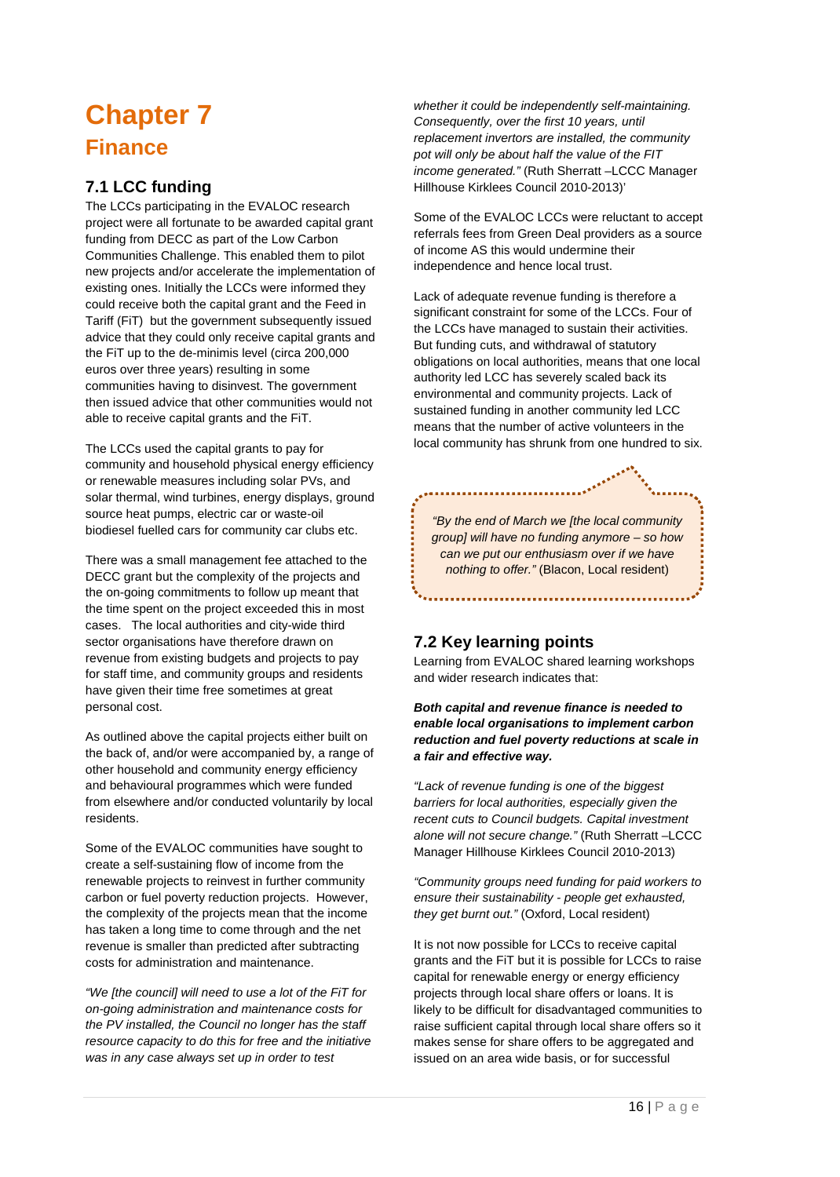# Chapter 7

## Finance

### 7.1 LCC funding

The LCCs participating in the EVALOC research project were all fortunate to be awarded capital grant funding from DECC as part of the Low Carbon Communities Challenge. This enabled them to pilot new projects and/or accelerate the implementation of existing ones. Initially the LCCs were informed they could receive both the capital grant and the Feed in Tariff (FiT) but the government subsequently issued advice that they could only receive capital grants and the FiT up to the de-minimis level (circa 200,000 euros over three years) resulting in some communities having to disinvest. The government then issued advice that other communities would not able to receive capital grants and the FiT.

The LCCs used the capital grants to pay for community and household physical energy efficiency or renewable measures including solar PVs, and solar thermal, wind turbines, energy displays, ground source heat pumps, electric car or waste-oil biodiesel fuelled cars for community car clubs etc.

There was a small management fee attached to the DECC grant but the complexity of the projects and the on-going commitments to follow up meant that the time spent on the project exceeded this in most cases. The local authorities and city-wide third sector organisations have therefore drawn on revenue from existing budgets and projects to pay for staff time, and community groups and residents have given their time free sometimes at great personal cost.

As outlined above the capital projects either built on the back of, and/or were accompanied by, a range of other household and community energy efficiency and behavioural programmes which were funded from elsewhere and/or conducted voluntarily by local residents.

Some of the EVALOC communities have sought to create a self-sustaining flow of income from the renewable projects to reinvest in further community carbon or fuel poverty reduction projects. However, the complexity of the projects mean that the income has taken a long time to come through and the net revenue is smaller than predicted after subtracting costs for administration and maintenance.

*"We [the council] will need to use a lot of the FiT for on-going administration and maintenance costs for the PV installed, the Council no longer has the staff resource capacity to do this for free and the initiative was in any case always set up in order to test whether it could be independently self-maintaining. Consequently, over the first 10 years, until replacement invertors are installed, the community pot will only be about half the value of the FIT income generated."* (Ruth Sherratt –LCCC Manager Hillhouse Kirklees Council 2010-2013)'

Some of the EVALOC LCCs were reluctant to accept referrals fees from Green Deal providers as a source of income AS this would undermine their independence and hence local trust.

Lack of adequate revenue funding is therefore a significant constraint for some of the LCCs. Four of the LCCs have managed to sustain their activities. But funding cuts, and withdrawal of statutory obligations on local authorities, means that one local authority led LCC has severely scaled back its environmental and community projects. Lack of sustained funding in another community led LCC means that the number of active volunteers in the local community has shrunk from one hundred to six.

> *"By the end of March we [the local community group] will have no funding anymore – so how can we put our enthusiasm over if we have nothing to offer."* (Blacon, Local resident)

### 7.2 Key learning points

Learning from EVALOC shared learning workshops and wider research indicates that:

***Both capital and revenue finance is needed to enable local organisations to implement carbon reduction and fuel poverty reductions at scale in a fair and effective way.***

*"Lack of revenue funding is one of the biggest barriers for local authorities, especially given the recent cuts to Council budgets. Capital investment alone will not secure change."* (Ruth Sherratt –LCCC Manager Hillhouse Kirklees Council 2010-2013)

*"Community groups need funding for paid workers to ensure their sustainability - people get exhausted, they get burnt out."* (Oxford, Local resident)

It is not now possible for LCCs to receive capital grants and the FiT but it is possible for LCCs to raise capital for renewable energy or energy efficiency projects through local share offers or loans. It is likely to be difficult for disadvantaged communities to raise sufficient capital through local share offers so it makes sense for share offers to be aggregated and issued on an area wide basis, or for successful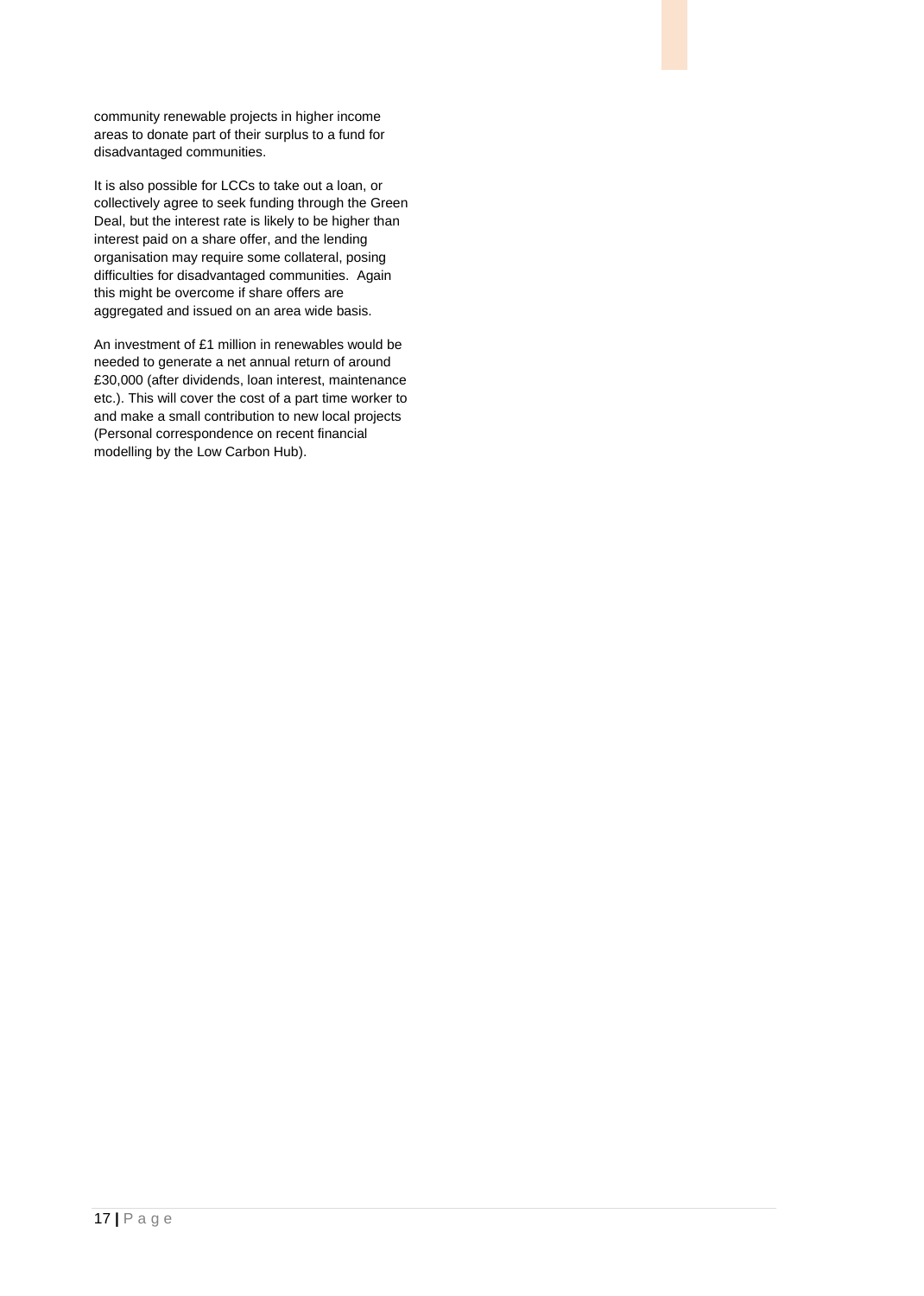community renewable projects in higher income areas to donate part of their surplus to a fund for disadvantaged communities.

It is also possible for LCCs to take out a loan, or collectively agree to seek funding through the Green Deal, but the interest rate is likely to be higher than interest paid on a share offer, and the lending organisation may require some collateral, posing difficulties for disadvantaged communities. Again this might be overcome if share offers are aggregated and issued on an area wide basis.

An investment of £1 million in renewables would be needed to generate a net annual return of around £30,000 (after dividends, loan interest, maintenance etc.). This will cover the cost of a part time worker to and make a small contribution to new local projects (Personal correspondence on recent financial modelling by the Low Carbon Hub).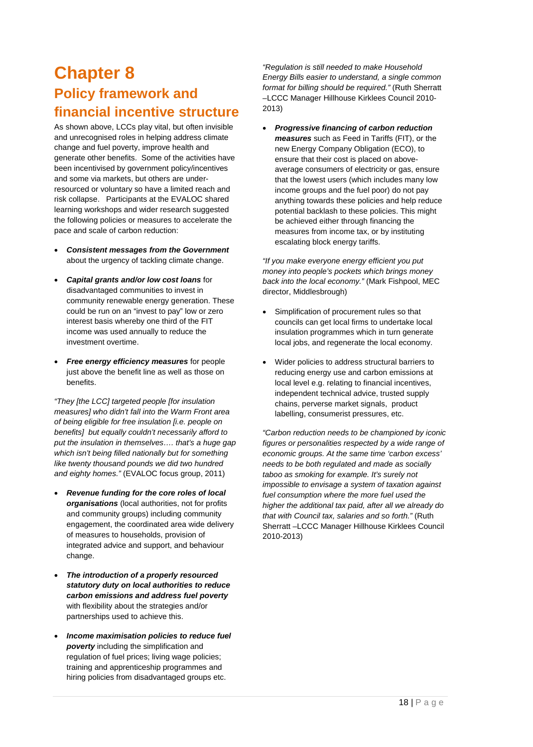# Chapter 8

## Policy framework and financial incentive structure

As shown above, LCCs play vital, but often invisible and unrecognised roles in helping address climate change and fuel poverty, improve health and generate other benefits. Some of the activities have been incentivised by government policy/incentives and some via markets, but others are under-resourced or voluntary so have a limited reach and risk collapse. Participants at the EVALOC shared learning workshops and wider research suggested the following policies or measures to accelerate the pace and scale of carbon reduction:

- ***Consistent messages from the Government*** about the urgency of tackling climate change.
- ***Capital grants and/or low cost loans*** for disadvantaged communities to invest in community renewable energy generation. These could be run on an "invest to pay" low or zero interest basis whereby one third of the FIT income was used annually to reduce the investment overtime.
- ***Free energy efficiency measures*** for people just above the benefit line as well as those on benefits.

*"They [the LCC] targeted people [for insulation measures] who didn't fall into the Warm Front area of being eligible for free insulation [i.e. people on benefits] but equally couldn't necessarily afford to put the insulation in themselves…. that's a huge gap which isn't being filled nationally but for something like twenty thousand pounds we did two hundred and eighty homes."* (EVALOC focus group, 2011)

- ***Revenue funding for the core roles of local organisations*** (local authorities, not for profits and community groups) including community engagement, the coordinated area wide delivery of measures to households, provision of integrated advice and support, and behaviour change.
- ***The introduction of a properly resourced statutory duty on local authorities to reduce carbon emissions and address fuel poverty*** with flexibility about the strategies and/or partnerships used to achieve this.
- ***Income maximisation policies to reduce fuel poverty*** including the simplification and regulation of fuel prices; living wage policies; training and apprenticeship programmes and hiring policies from disadvantaged groups etc.

*"Regulation is still needed to make Household Energy Bills easier to understand, a single common format for billing should be required."* (Ruth Sherratt –LCCC Manager Hillhouse Kirklees Council 2010-2013)

- ***Progressive financing of carbon reduction measures*** such as Feed in Tariffs (FIT), or the new Energy Company Obligation (ECO), to ensure that their cost is placed on above-average consumers of electricity or gas, ensure that the lowest users (which includes many low income groups and the fuel poor) do not pay anything towards these policies and help reduce potential backlash to these policies. This might be achieved either through financing the measures from income tax, or by instituting escalating block energy tariffs.

*"If you make everyone energy efficient you put money into people's pockets which brings money back into the local economy."* (Mark Fishpool, MEC director, Middlesbrough)

- Simplification of procurement rules so that councils can get local firms to undertake local insulation programmes which in turn generate local jobs, and regenerate the local economy.
- Wider policies to address structural barriers to reducing energy use and carbon emissions at local level e.g. relating to financial incentives, independent technical advice, trusted supply chains, perverse market signals, product labelling, consumerist pressures, etc.

*"Carbon reduction needs to be championed by iconic figures or personalities respected by a wide range of economic groups. At the same time 'carbon excess' needs to be both regulated and made as socially taboo as smoking for example. It's surely not impossible to envisage a system of taxation against fuel consumption where the more fuel used the higher the additional tax paid, after all we already do that with Council tax, salaries and so forth."* (Ruth Sherratt –LCCC Manager Hillhouse Kirklees Council 2010-2013)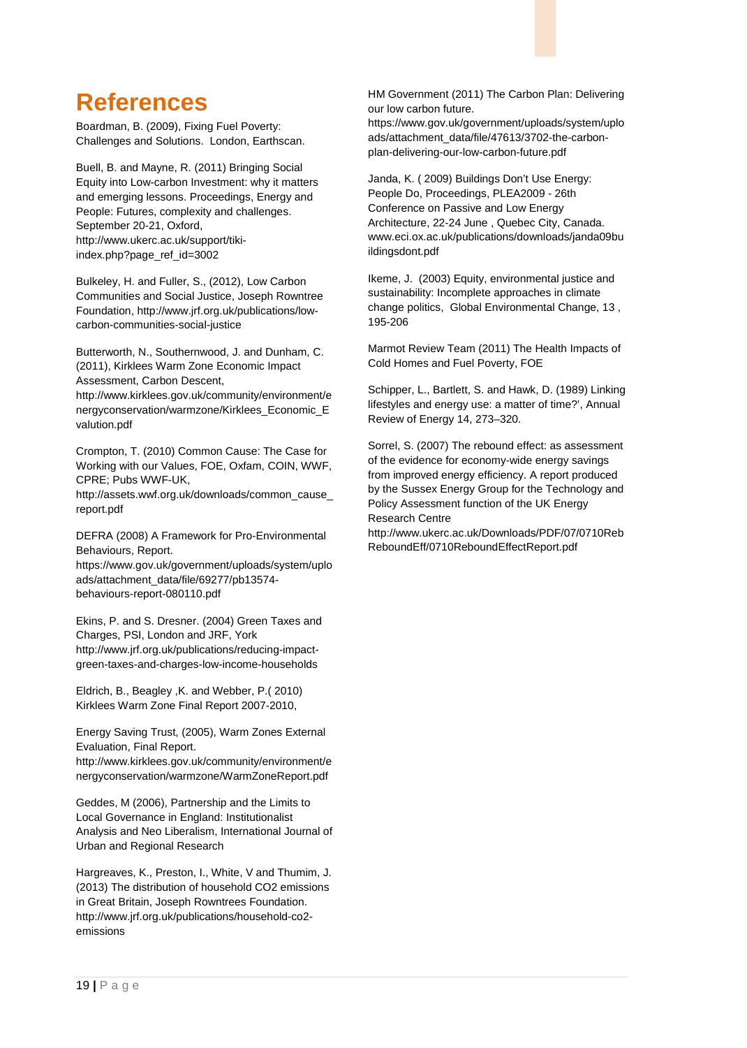# References

Boardman, B. (2009), Fixing Fuel Poverty: Challenges and Solutions. London, Earthscan.

Buell, B. and Mayne, R. (2011) Bringing Social Equity into Low-carbon Investment: why it matters and emerging lessons. Proceedings, Energy and People: Futures, complexity and challenges. September 20-21, Oxford, http://www.ukerc.ac.uk/support/tiki-index.php?page_ref_id=3002

Bulkeley, H. and Fuller, S., (2012), Low Carbon Communities and Social Justice, Joseph Rowntree Foundation, http://www.jrf.org.uk/publications/low-carbon-communities-social-justice

Butterworth, N., Southernwood, J. and Dunham, C. (2011), Kirklees Warm Zone Economic Impact Assessment, Carbon Descent, http://www.kirklees.gov.uk/community/environment/energyconservation/warmzone/Kirklees_Economic_Evalution.pdf

Crompton, T. (2010) Common Cause: The Case for Working with our Values, FOE, Oxfam, COIN, WWF, CPRE; Pubs WWF-UK, http://assets.wwf.org.uk/downloads/common_cause_report.pdf

DEFRA (2008) A Framework for Pro-Environmental Behaviours, Report. https://www.gov.uk/government/uploads/system/uploads/attachment_data/file/69277/pb13574-behaviours-report-080110.pdf

Ekins, P. and S. Dresner. (2004) Green Taxes and Charges, PSI, London and JRF, York http://www.jrf.org.uk/publications/reducing-impact-green-taxes-and-charges-low-income-households

Eldrich, B., Beagley ,K. and Webber, P.( 2010) Kirklees Warm Zone Final Report 2007-2010,

Energy Saving Trust, (2005), Warm Zones External Evaluation, Final Report. http://www.kirklees.gov.uk/community/environment/energyconservation/warmzone/WarmZoneReport.pdf

Geddes, M (2006), Partnership and the Limits to Local Governance in England: Institutionalist Analysis and Neo Liberalism, International Journal of Urban and Regional Research

Hargreaves, K., Preston, I., White, V and Thumim, J. (2013) The distribution of household CO2 emissions in Great Britain, Joseph Rowntrees Foundation. http://www.jrf.org.uk/publications/household-co2-emissions

HM Government (2011) The Carbon Plan: Delivering our low carbon future. https://www.gov.uk/government/uploads/system/uploads/attachment_data/file/47613/3702-the-carbon-plan-delivering-our-low-carbon-future.pdf

Janda, K. ( 2009) Buildings Don't Use Energy: People Do, Proceedings, PLEA2009 - 26th Conference on Passive and Low Energy Architecture, 22-24 June , Quebec City, Canada. www.eci.ox.ac.uk/publications/downloads/janda09buildingsdont.pdf

Ikeme, J. (2003) Equity, environmental justice and sustainability: Incomplete approaches in climate change politics, Global Environmental Change, 13 , 195-206

Marmot Review Team (2011) The Health Impacts of Cold Homes and Fuel Poverty, FOE

Schipper, L., Bartlett, S. and Hawk, D. (1989) Linking lifestyles and energy use: a matter of time?', Annual Review of Energy 14, 273–320.

Sorrel, S. (2007) The rebound effect: as assessment of the evidence for economy-wide energy savings from improved energy efficiency. A report produced by the Sussex Energy Group for the Technology and Policy Assessment function of the UK Energy Research Centre http://www.ukerc.ac.uk/Downloads/PDF/07/0710RebReboundEff/0710ReboundEffectReport.pdf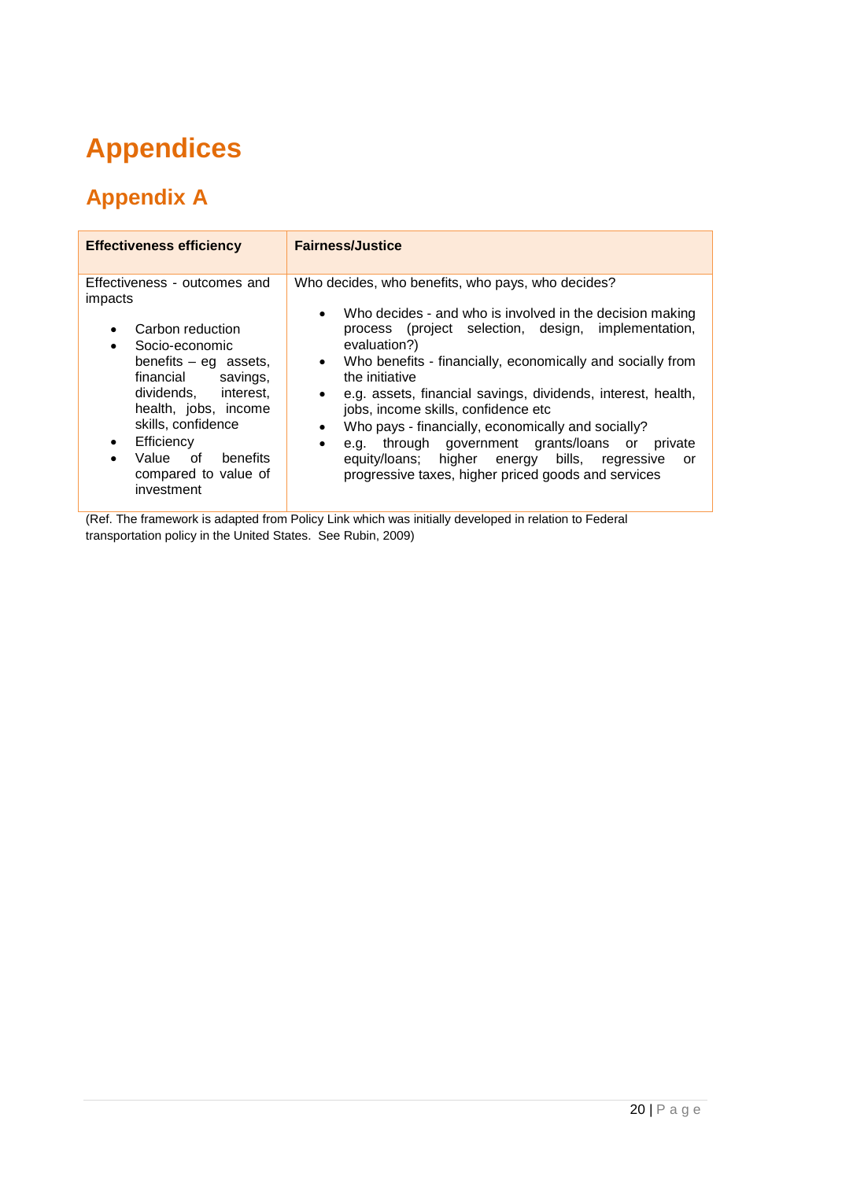# Appendices

## Appendix A

| Effectiveness efficiency | Fairness/Justice |
|---|---|
| Effectiveness - outcomes and impacts<br><br>• Carbon reduction<br>• Socio-economic benefits – eg assets, financial savings, dividends, interest, health, jobs, income skills, confidence<br>• Efficiency<br>• Value of benefits compared to value of investment | Who decides, who benefits, who pays, who decides?<br><br>• Who decides - and who is involved in the decision making process (project selection, design, implementation, evaluation?)<br>• Who benefits - financially, economically and socially from the initiative<br>• e.g. assets, financial savings, dividends, interest, health, jobs, income skills, confidence etc<br>• Who pays - financially, economically and socially?<br>• e.g. through government grants/loans or private equity/loans; higher energy bills, regressive or progressive taxes, higher priced goods and services |

(Ref. The framework is adapted from Policy Link which was initially developed in relation to Federal transportation policy in the United States. See Rubin, 2009)